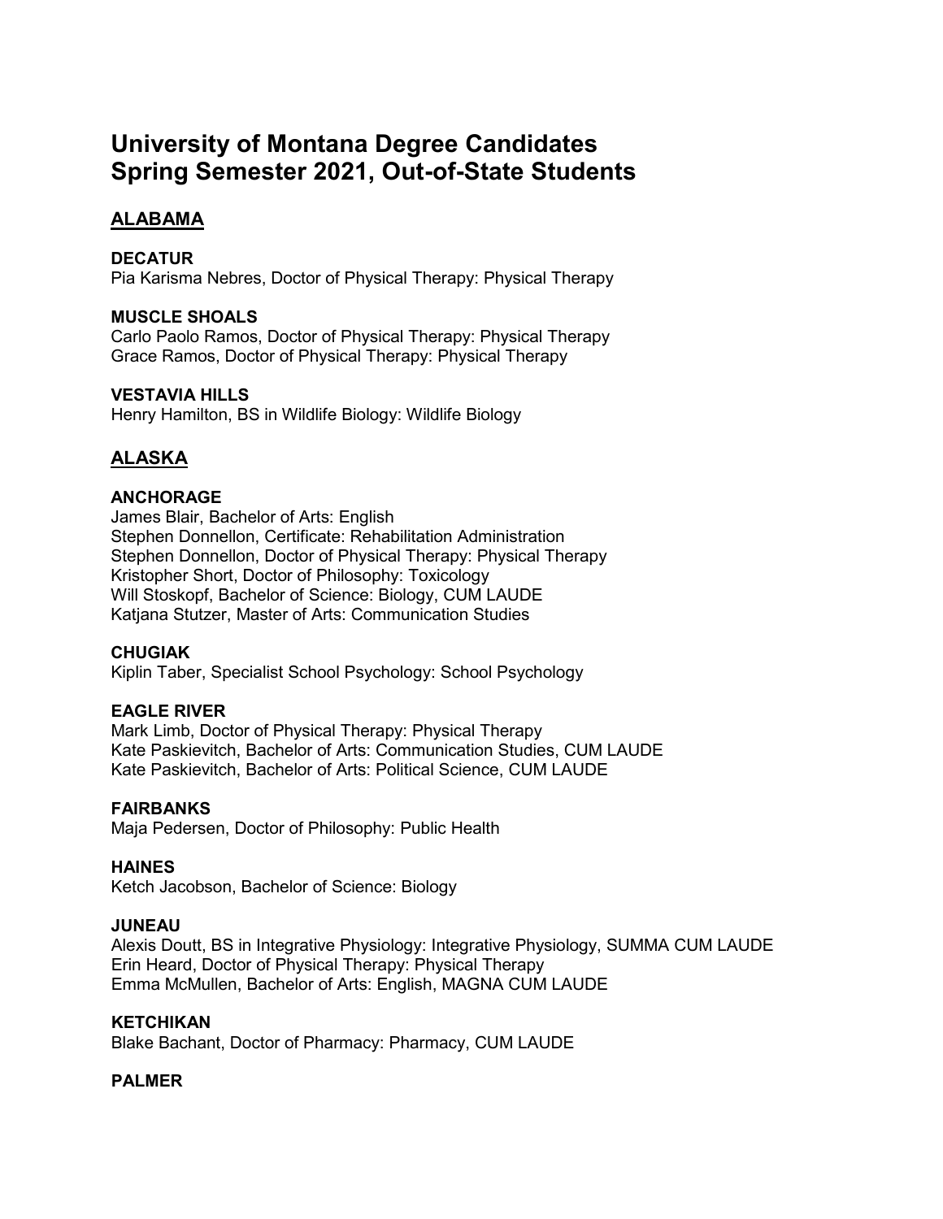# University of Montana Degree Candidates
# Spring Semester 2021, Out-of-State Students

## ALABAMA

### DECATUR
Pia Karisma Nebres, Doctor of Physical Therapy: Physical Therapy

### MUSCLE SHOALS
Carlo Paolo Ramos, Doctor of Physical Therapy: Physical Therapy
Grace Ramos, Doctor of Physical Therapy: Physical Therapy

### VESTAVIA HILLS
Henry Hamilton, BS in Wildlife Biology: Wildlife Biology

## ALASKA

### ANCHORAGE
James Blair, Bachelor of Arts: English
Stephen Donnellon, Certificate: Rehabilitation Administration
Stephen Donnellon, Doctor of Physical Therapy: Physical Therapy
Kristopher Short, Doctor of Philosophy: Toxicology
Will Stoskopf, Bachelor of Science: Biology, CUM LAUDE
Katjana Stutzer, Master of Arts: Communication Studies

### CHUGIAK
Kiplin Taber, Specialist School Psychology: School Psychology

### EAGLE RIVER
Mark Limb, Doctor of Physical Therapy: Physical Therapy
Kate Paskievitch, Bachelor of Arts: Communication Studies, CUM LAUDE
Kate Paskievitch, Bachelor of Arts: Political Science, CUM LAUDE

### FAIRBANKS
Maja Pedersen, Doctor of Philosophy: Public Health

### HAINES
Ketch Jacobson, Bachelor of Science: Biology

### JUNEAU
Alexis Doutt, BS in Integrative Physiology: Integrative Physiology, SUMMA CUM LAUDE
Erin Heard, Doctor of Physical Therapy: Physical Therapy
Emma McMullen, Bachelor of Arts: English, MAGNA CUM LAUDE

### KETCHIKAN
Blake Bachant, Doctor of Pharmacy: Pharmacy, CUM LAUDE

### PALMER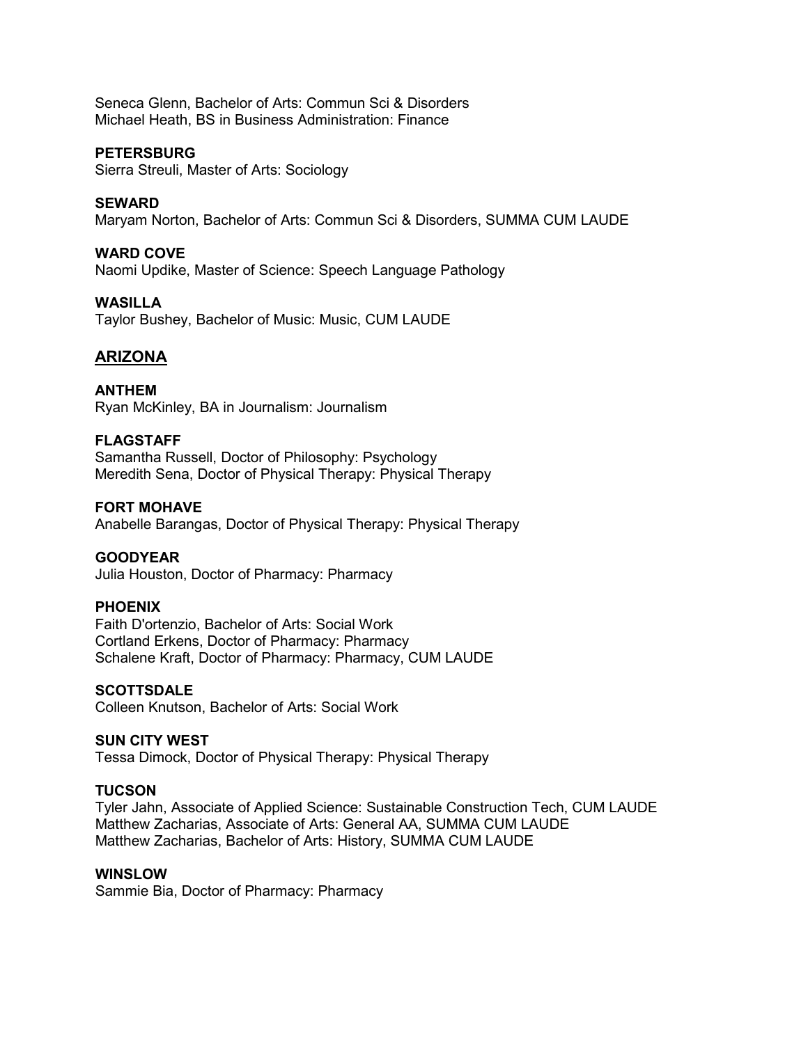Seneca Glenn, Bachelor of Arts: Commun Sci & Disorders
Michael Heath, BS in Business Administration: Finance

**PETERSBURG**
Sierra Streuli, Master of Arts: Sociology

**SEWARD**
Maryam Norton, Bachelor of Arts: Commun Sci & Disorders, SUMMA CUM LAUDE

**WARD COVE**
Naomi Updike, Master of Science: Speech Language Pathology

**WASILLA**
Taylor Bushey, Bachelor of Music: Music, CUM LAUDE

## ARIZONA

**ANTHEM**
Ryan McKinley, BA in Journalism: Journalism

**FLAGSTAFF**
Samantha Russell, Doctor of Philosophy: Psychology
Meredith Sena, Doctor of Physical Therapy: Physical Therapy

**FORT MOHAVE**
Anabelle Barangas, Doctor of Physical Therapy: Physical Therapy

**GOODYEAR**
Julia Houston, Doctor of Pharmacy: Pharmacy

**PHOENIX**
Faith D'ortenzio, Bachelor of Arts: Social Work
Cortland Erkens, Doctor of Pharmacy: Pharmacy
Schalene Kraft, Doctor of Pharmacy: Pharmacy, CUM LAUDE

**SCOTTSDALE**
Colleen Knutson, Bachelor of Arts: Social Work

**SUN CITY WEST**
Tessa Dimock, Doctor of Physical Therapy: Physical Therapy

**TUCSON**
Tyler Jahn, Associate of Applied Science: Sustainable Construction Tech, CUM LAUDE
Matthew Zacharias, Associate of Arts: General AA, SUMMA CUM LAUDE
Matthew Zacharias, Bachelor of Arts: History, SUMMA CUM LAUDE

**WINSLOW**
Sammie Bia, Doctor of Pharmacy: Pharmacy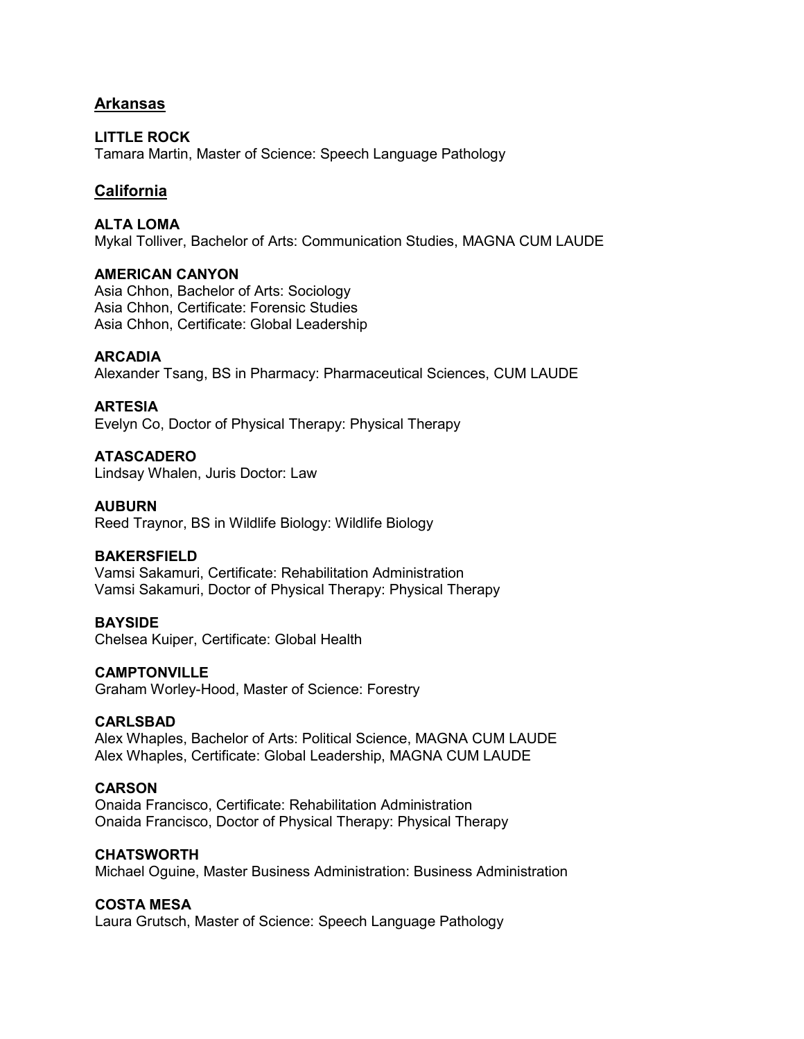## Arkansas

**LITTLE ROCK**
Tamara Martin, Master of Science: Speech Language Pathology

## California

**ALTA LOMA**
Mykal Tolliver, Bachelor of Arts: Communication Studies, MAGNA CUM LAUDE

**AMERICAN CANYON**
Asia Chhon, Bachelor of Arts: Sociology
Asia Chhon, Certificate: Forensic Studies
Asia Chhon, Certificate: Global Leadership

**ARCADIA**
Alexander Tsang, BS in Pharmacy: Pharmaceutical Sciences, CUM LAUDE

**ARTESIA**
Evelyn Co, Doctor of Physical Therapy: Physical Therapy

**ATASCADERO**
Lindsay Whalen, Juris Doctor: Law

**AUBURN**
Reed Traynor, BS in Wildlife Biology: Wildlife Biology

**BAKERSFIELD**
Vamsi Sakamuri, Certificate: Rehabilitation Administration
Vamsi Sakamuri, Doctor of Physical Therapy: Physical Therapy

**BAYSIDE**
Chelsea Kuiper, Certificate: Global Health

**CAMPTONVILLE**
Graham Worley-Hood, Master of Science: Forestry

**CARLSBAD**
Alex Whaples, Bachelor of Arts: Political Science, MAGNA CUM LAUDE
Alex Whaples, Certificate: Global Leadership, MAGNA CUM LAUDE

**CARSON**
Onaida Francisco, Certificate: Rehabilitation Administration
Onaida Francisco, Doctor of Physical Therapy: Physical Therapy

**CHATSWORTH**
Michael Oguine, Master Business Administration: Business Administration

**COSTA MESA**
Laura Grutsch, Master of Science: Speech Language Pathology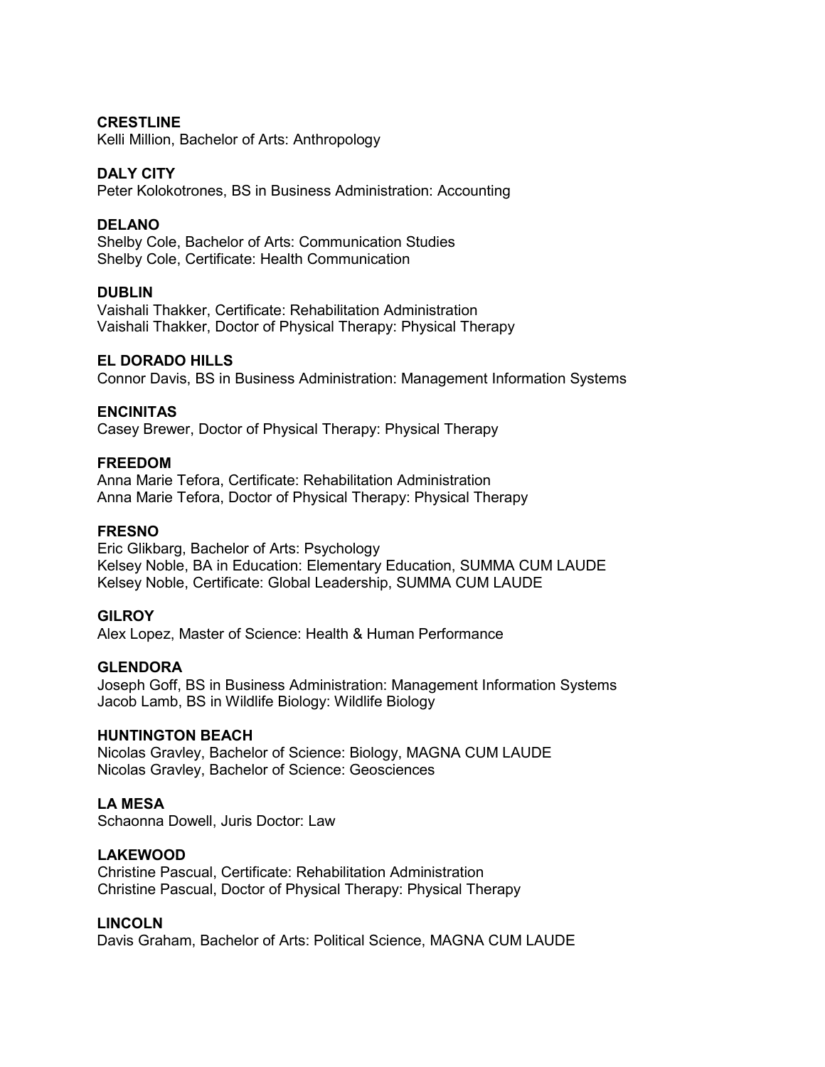**CRESTLINE**
Kelli Million, Bachelor of Arts: Anthropology

**DALY CITY**
Peter Kolokotrones, BS in Business Administration: Accounting

**DELANO**
Shelby Cole, Bachelor of Arts: Communication Studies
Shelby Cole, Certificate: Health Communication

**DUBLIN**
Vaishali Thakker, Certificate: Rehabilitation Administration
Vaishali Thakker, Doctor of Physical Therapy: Physical Therapy

**EL DORADO HILLS**
Connor Davis, BS in Business Administration: Management Information Systems

**ENCINITAS**
Casey Brewer, Doctor of Physical Therapy: Physical Therapy

**FREEDOM**
Anna Marie Tefora, Certificate: Rehabilitation Administration
Anna Marie Tefora, Doctor of Physical Therapy: Physical Therapy

**FRESNO**
Eric Glikbarg, Bachelor of Arts: Psychology
Kelsey Noble, BA in Education: Elementary Education, SUMMA CUM LAUDE
Kelsey Noble, Certificate: Global Leadership, SUMMA CUM LAUDE

**GILROY**
Alex Lopez, Master of Science: Health & Human Performance

**GLENDORA**
Joseph Goff, BS in Business Administration: Management Information Systems
Jacob Lamb, BS in Wildlife Biology: Wildlife Biology

**HUNTINGTON BEACH**
Nicolas Gravley, Bachelor of Science: Biology, MAGNA CUM LAUDE
Nicolas Gravley, Bachelor of Science: Geosciences

**LA MESA**
Schaonna Dowell, Juris Doctor: Law

**LAKEWOOD**
Christine Pascual, Certificate: Rehabilitation Administration
Christine Pascual, Doctor of Physical Therapy: Physical Therapy

**LINCOLN**
Davis Graham, Bachelor of Arts: Political Science, MAGNA CUM LAUDE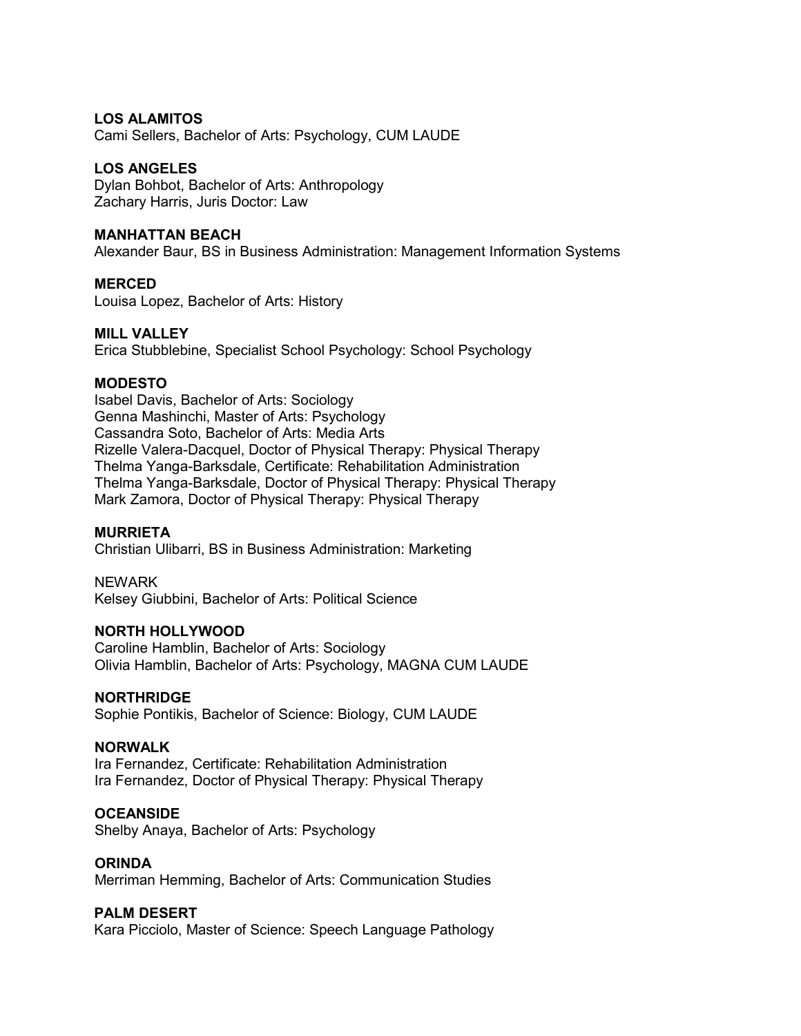**LOS ALAMITOS**
Cami Sellers, Bachelor of Arts: Psychology, CUM LAUDE

**LOS ANGELES**
Dylan Bohbot, Bachelor of Arts: Anthropology
Zachary Harris, Juris Doctor: Law

**MANHATTAN BEACH**
Alexander Baur, BS in Business Administration: Management Information Systems

**MERCED**
Louisa Lopez, Bachelor of Arts: History

**MILL VALLEY**
Erica Stubblebine, Specialist School Psychology: School Psychology

**MODESTO**
Isabel Davis, Bachelor of Arts: Sociology
Genna Mashinchi, Master of Arts: Psychology
Cassandra Soto, Bachelor of Arts: Media Arts
Rizelle Valera-Dacquel, Doctor of Physical Therapy: Physical Therapy
Thelma Yanga-Barksdale, Certificate: Rehabilitation Administration
Thelma Yanga-Barksdale, Doctor of Physical Therapy: Physical Therapy
Mark Zamora, Doctor of Physical Therapy: Physical Therapy

**MURRIETA**
Christian Ulibarri, BS in Business Administration: Marketing

NEWARK
Kelsey Giubbini, Bachelor of Arts: Political Science

**NORTH HOLLYWOOD**
Caroline Hamblin, Bachelor of Arts: Sociology
Olivia Hamblin, Bachelor of Arts: Psychology, MAGNA CUM LAUDE

**NORTHRIDGE**
Sophie Pontikis, Bachelor of Science: Biology, CUM LAUDE

**NORWALK**
Ira Fernandez, Certificate: Rehabilitation Administration
Ira Fernandez, Doctor of Physical Therapy: Physical Therapy

**OCEANSIDE**
Shelby Anaya, Bachelor of Arts: Psychology

**ORINDA**
Merriman Hemming, Bachelor of Arts: Communication Studies

**PALM DESERT**
Kara Picciolo, Master of Science: Speech Language Pathology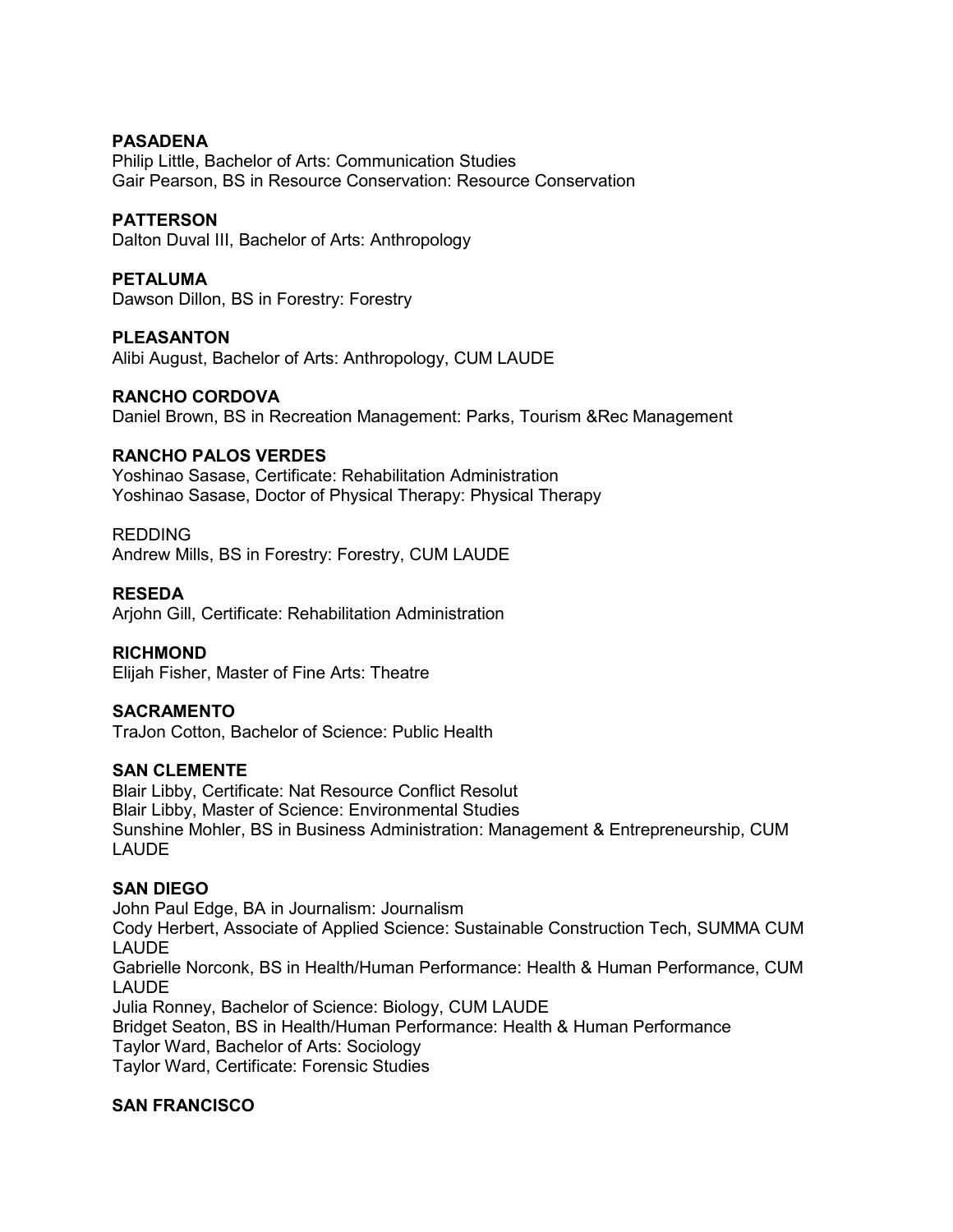**PASADENA**
Philip Little, Bachelor of Arts: Communication Studies
Gair Pearson, BS in Resource Conservation: Resource Conservation

**PATTERSON**
Dalton Duval III, Bachelor of Arts: Anthropology

**PETALUMA**
Dawson Dillon, BS in Forestry: Forestry

**PLEASANTON**
Alibi August, Bachelor of Arts: Anthropology, CUM LAUDE

**RANCHO CORDOVA**
Daniel Brown, BS in Recreation Management: Parks, Tourism &Rec Management

**RANCHO PALOS VERDES**
Yoshinao Sasase, Certificate: Rehabilitation Administration
Yoshinao Sasase, Doctor of Physical Therapy: Physical Therapy

REDDING
Andrew Mills, BS in Forestry: Forestry, CUM LAUDE

**RESEDA**
Arjohn Gill, Certificate: Rehabilitation Administration

**RICHMOND**
Elijah Fisher, Master of Fine Arts: Theatre

**SACRAMENTO**
TraJon Cotton, Bachelor of Science: Public Health

**SAN CLEMENTE**
Blair Libby, Certificate: Nat Resource Conflict Resolut
Blair Libby, Master of Science: Environmental Studies
Sunshine Mohler, BS in Business Administration: Management & Entrepreneurship, CUM LAUDE

**SAN DIEGO**
John Paul Edge, BA in Journalism: Journalism
Cody Herbert, Associate of Applied Science: Sustainable Construction Tech, SUMMA CUM LAUDE
Gabrielle Norconk, BS in Health/Human Performance: Health & Human Performance, CUM LAUDE
Julia Ronney, Bachelor of Science: Biology, CUM LAUDE
Bridget Seaton, BS in Health/Human Performance: Health & Human Performance
Taylor Ward, Bachelor of Arts: Sociology
Taylor Ward, Certificate: Forensic Studies

**SAN FRANCISCO**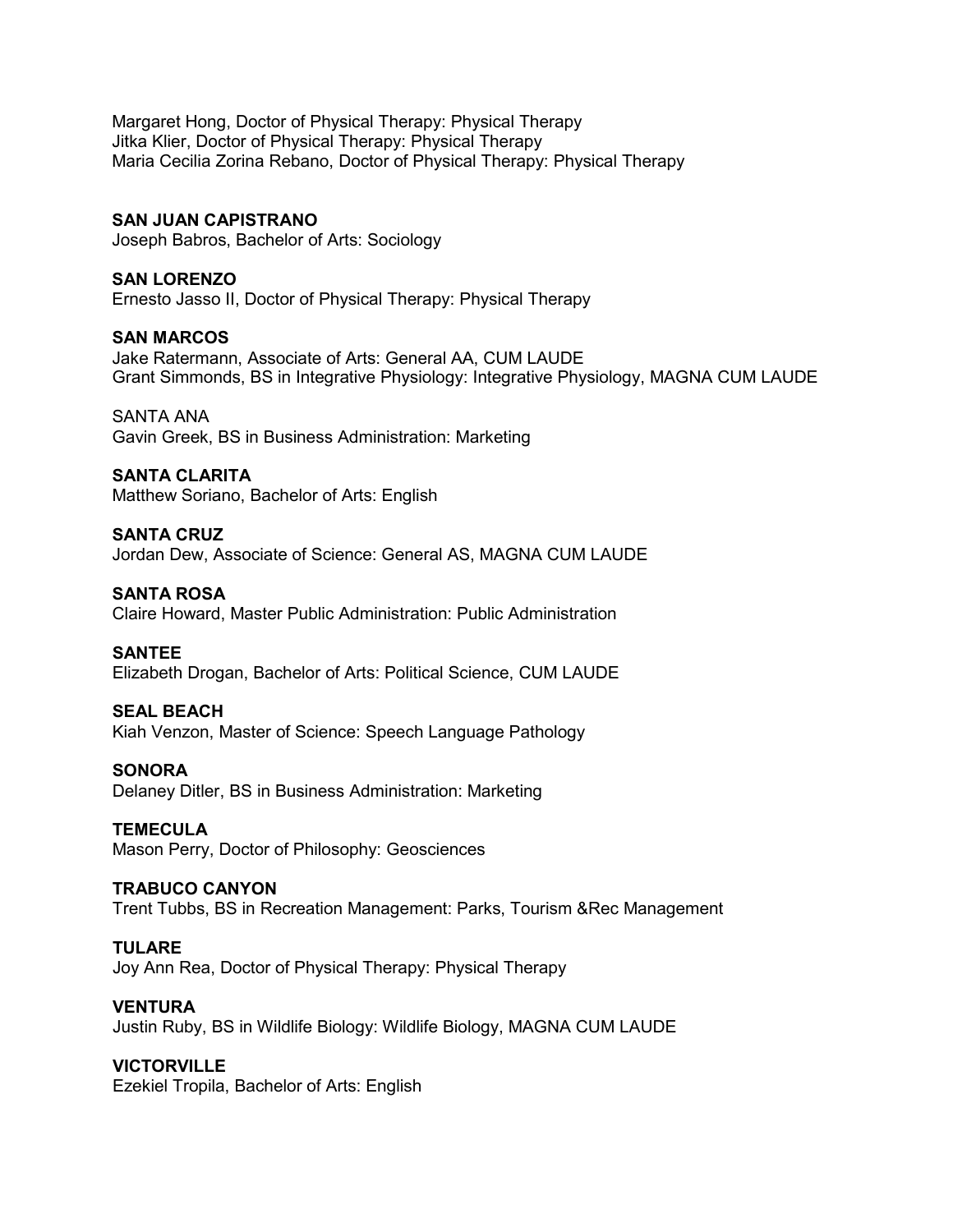Margaret Hong, Doctor of Physical Therapy: Physical Therapy
Jitka Klier, Doctor of Physical Therapy: Physical Therapy
Maria Cecilia Zorina Rebano, Doctor of Physical Therapy: Physical Therapy

**SAN JUAN CAPISTRANO**
Joseph Babros, Bachelor of Arts: Sociology

**SAN LORENZO**
Ernesto Jasso II, Doctor of Physical Therapy: Physical Therapy

**SAN MARCOS**
Jake Ratermann, Associate of Arts: General AA, CUM LAUDE
Grant Simmonds, BS in Integrative Physiology: Integrative Physiology, MAGNA CUM LAUDE

SANTA ANA
Gavin Greek, BS in Business Administration: Marketing

**SANTA CLARITA**
Matthew Soriano, Bachelor of Arts: English

**SANTA CRUZ**
Jordan Dew, Associate of Science: General AS, MAGNA CUM LAUDE

**SANTA ROSA**
Claire Howard, Master Public Administration: Public Administration

**SANTEE**
Elizabeth Drogan, Bachelor of Arts: Political Science, CUM LAUDE

**SEAL BEACH**
Kiah Venzon, Master of Science: Speech Language Pathology

**SONORA**
Delaney Ditler, BS in Business Administration: Marketing

**TEMECULA**
Mason Perry, Doctor of Philosophy: Geosciences

**TRABUCO CANYON**
Trent Tubbs, BS in Recreation Management: Parks, Tourism &Rec Management

**TULARE**
Joy Ann Rea, Doctor of Physical Therapy: Physical Therapy

**VENTURA**
Justin Ruby, BS in Wildlife Biology: Wildlife Biology, MAGNA CUM LAUDE

**VICTORVILLE**
Ezekiel Tropila, Bachelor of Arts: English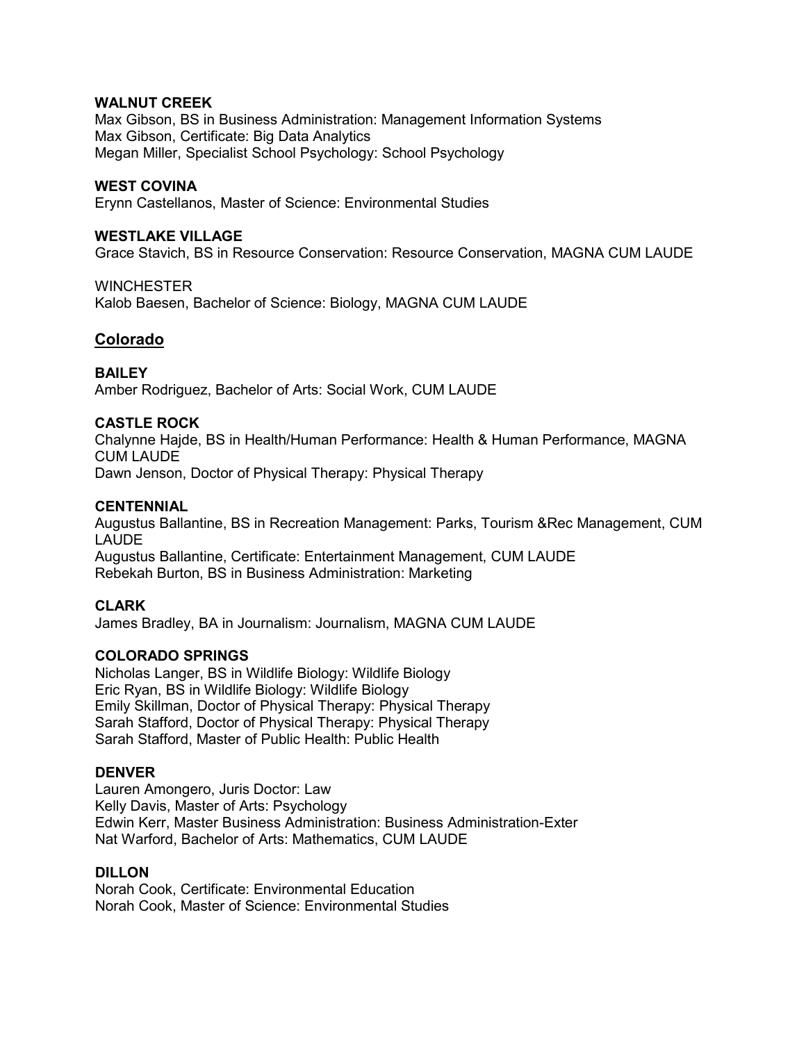**WALNUT CREEK**
Max Gibson, BS in Business Administration: Management Information Systems
Max Gibson, Certificate: Big Data Analytics
Megan Miller, Specialist School Psychology: School Psychology

**WEST COVINA**
Erynn Castellanos, Master of Science: Environmental Studies

**WESTLAKE VILLAGE**
Grace Stavich, BS in Resource Conservation: Resource Conservation, MAGNA CUM LAUDE

WINCHESTER
Kalob Baesen, Bachelor of Science: Biology, MAGNA CUM LAUDE

## Colorado

**BAILEY**
Amber Rodriguez, Bachelor of Arts: Social Work, CUM LAUDE

**CASTLE ROCK**
Chalynne Hajde, BS in Health/Human Performance: Health & Human Performance, MAGNA CUM LAUDE
Dawn Jenson, Doctor of Physical Therapy: Physical Therapy

**CENTENNIAL**
Augustus Ballantine, BS in Recreation Management: Parks, Tourism &Rec Management, CUM LAUDE
Augustus Ballantine, Certificate: Entertainment Management, CUM LAUDE
Rebekah Burton, BS in Business Administration: Marketing

**CLARK**
James Bradley, BA in Journalism: Journalism, MAGNA CUM LAUDE

**COLORADO SPRINGS**
Nicholas Langer, BS in Wildlife Biology: Wildlife Biology
Eric Ryan, BS in Wildlife Biology: Wildlife Biology
Emily Skillman, Doctor of Physical Therapy: Physical Therapy
Sarah Stafford, Doctor of Physical Therapy: Physical Therapy
Sarah Stafford, Master of Public Health: Public Health

**DENVER**
Lauren Amongero, Juris Doctor: Law
Kelly Davis, Master of Arts: Psychology
Edwin Kerr, Master Business Administration: Business Administration-Exter
Nat Warford, Bachelor of Arts: Mathematics, CUM LAUDE

**DILLON**
Norah Cook, Certificate: Environmental Education
Norah Cook, Master of Science: Environmental Studies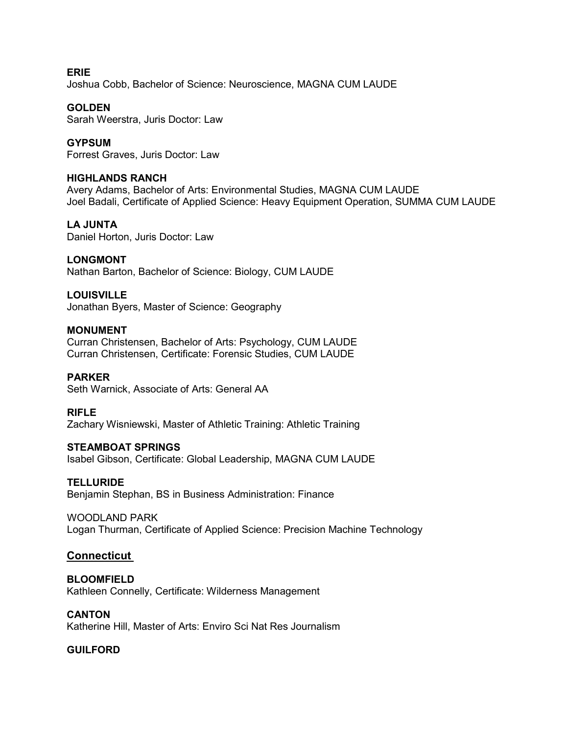**ERIE**
Joshua Cobb, Bachelor of Science: Neuroscience, MAGNA CUM LAUDE

**GOLDEN**
Sarah Weerstra, Juris Doctor: Law

**GYPSUM**
Forrest Graves, Juris Doctor: Law

**HIGHLANDS RANCH**
Avery Adams, Bachelor of Arts: Environmental Studies, MAGNA CUM LAUDE
Joel Badali, Certificate of Applied Science: Heavy Equipment Operation, SUMMA CUM LAUDE

**LA JUNTA**
Daniel Horton, Juris Doctor: Law

**LONGMONT**
Nathan Barton, Bachelor of Science: Biology, CUM LAUDE

**LOUISVILLE**
Jonathan Byers, Master of Science: Geography

**MONUMENT**
Curran Christensen, Bachelor of Arts: Psychology, CUM LAUDE
Curran Christensen, Certificate: Forensic Studies, CUM LAUDE

**PARKER**
Seth Warnick, Associate of Arts: General AA

**RIFLE**
Zachary Wisniewski, Master of Athletic Training: Athletic Training

**STEAMBOAT SPRINGS**
Isabel Gibson, Certificate: Global Leadership, MAGNA CUM LAUDE

**TELLURIDE**
Benjamin Stephan, BS in Business Administration: Finance

WOODLAND PARK
Logan Thurman, Certificate of Applied Science: Precision Machine Technology

## Connecticut

**BLOOMFIELD**
Kathleen Connelly, Certificate: Wilderness Management

**CANTON**
Katherine Hill, Master of Arts: Enviro Sci Nat Res Journalism

**GUILFORD**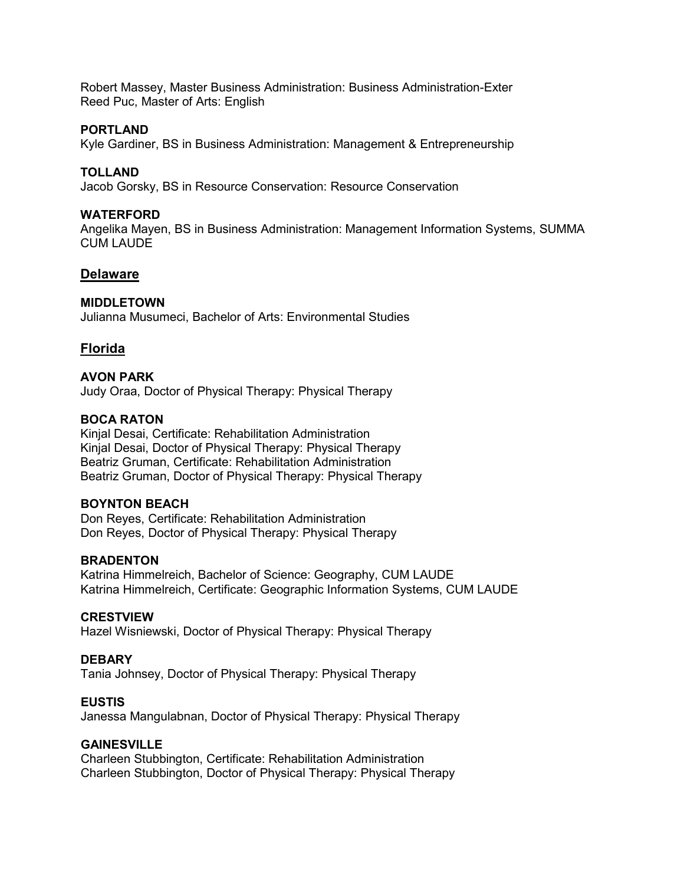Robert Massey, Master Business Administration: Business Administration-Exter
Reed Puc, Master of Arts: English

**PORTLAND**
Kyle Gardiner, BS in Business Administration: Management & Entrepreneurship

**TOLLAND**
Jacob Gorsky, BS in Resource Conservation: Resource Conservation

**WATERFORD**
Angelika Mayen, BS in Business Administration: Management Information Systems, SUMMA CUM LAUDE

## Delaware

**MIDDLETOWN**
Julianna Musumeci, Bachelor of Arts: Environmental Studies

## Florida

**AVON PARK**
Judy Oraa, Doctor of Physical Therapy: Physical Therapy

**BOCA RATON**
Kinjal Desai, Certificate: Rehabilitation Administration
Kinjal Desai, Doctor of Physical Therapy: Physical Therapy
Beatriz Gruman, Certificate: Rehabilitation Administration
Beatriz Gruman, Doctor of Physical Therapy: Physical Therapy

**BOYNTON BEACH**
Don Reyes, Certificate: Rehabilitation Administration
Don Reyes, Doctor of Physical Therapy: Physical Therapy

**BRADENTON**
Katrina Himmelreich, Bachelor of Science: Geography, CUM LAUDE
Katrina Himmelreich, Certificate: Geographic Information Systems, CUM LAUDE

**CRESTVIEW**
Hazel Wisniewski, Doctor of Physical Therapy: Physical Therapy

**DEBARY**
Tania Johnsey, Doctor of Physical Therapy: Physical Therapy

**EUSTIS**
Janessa Mangulabnan, Doctor of Physical Therapy: Physical Therapy

**GAINESVILLE**
Charleen Stubbington, Certificate: Rehabilitation Administration
Charleen Stubbington, Doctor of Physical Therapy: Physical Therapy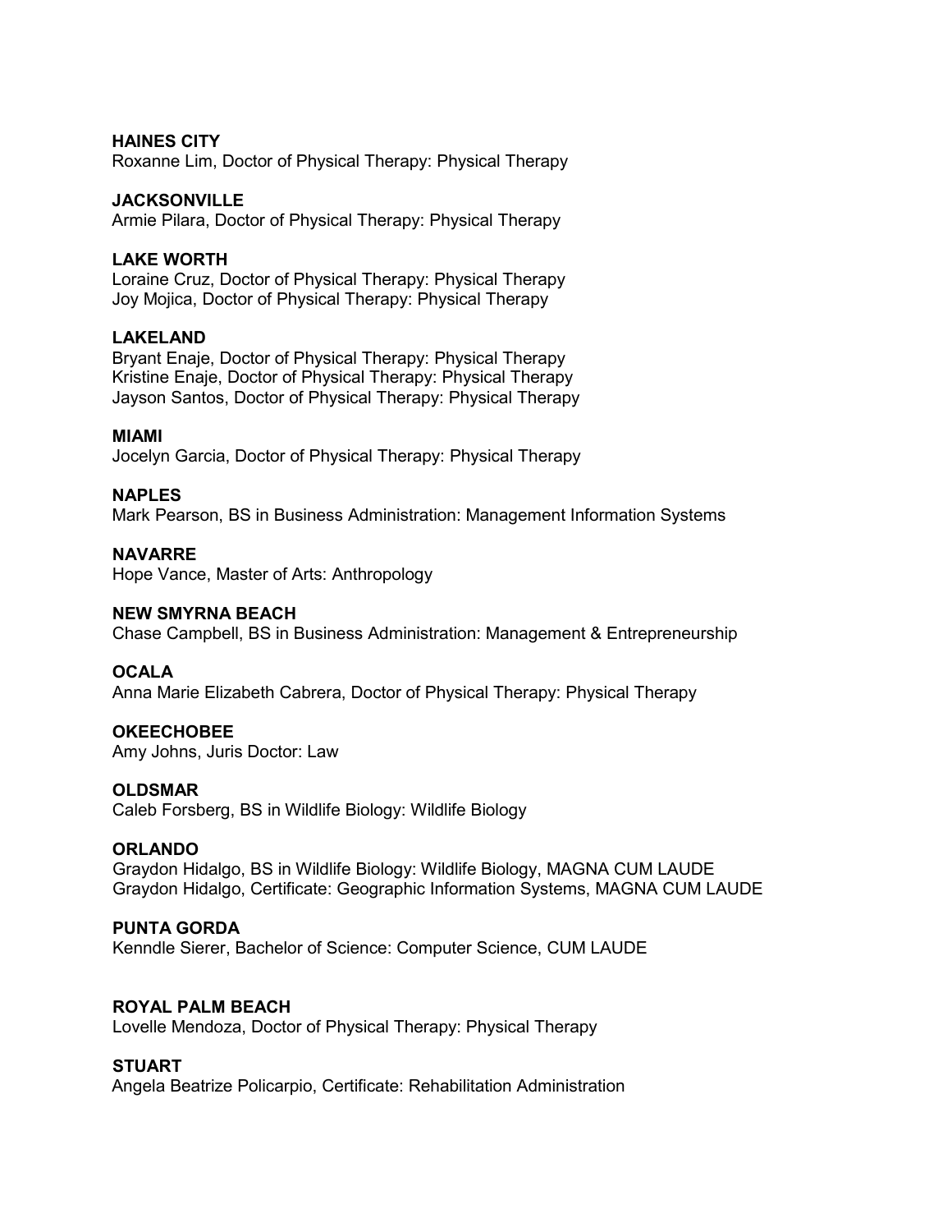**HAINES CITY**
Roxanne Lim, Doctor of Physical Therapy: Physical Therapy

**JACKSONVILLE**
Armie Pilara, Doctor of Physical Therapy: Physical Therapy

**LAKE WORTH**
Loraine Cruz, Doctor of Physical Therapy: Physical Therapy
Joy Mojica, Doctor of Physical Therapy: Physical Therapy

**LAKELAND**
Bryant Enaje, Doctor of Physical Therapy: Physical Therapy
Kristine Enaje, Doctor of Physical Therapy: Physical Therapy
Jayson Santos, Doctor of Physical Therapy: Physical Therapy

**MIAMI**
Jocelyn Garcia, Doctor of Physical Therapy: Physical Therapy

**NAPLES**
Mark Pearson, BS in Business Administration: Management Information Systems

**NAVARRE**
Hope Vance, Master of Arts: Anthropology

**NEW SMYRNA BEACH**
Chase Campbell, BS in Business Administration: Management & Entrepreneurship

**OCALA**
Anna Marie Elizabeth Cabrera, Doctor of Physical Therapy: Physical Therapy

**OKEECHOBEE**
Amy Johns, Juris Doctor: Law

**OLDSMAR**
Caleb Forsberg, BS in Wildlife Biology: Wildlife Biology

**ORLANDO**
Graydon Hidalgo, BS in Wildlife Biology: Wildlife Biology, MAGNA CUM LAUDE
Graydon Hidalgo, Certificate: Geographic Information Systems, MAGNA CUM LAUDE

**PUNTA GORDA**
Kenndle Sierer, Bachelor of Science: Computer Science, CUM LAUDE

**ROYAL PALM BEACH**
Lovelle Mendoza, Doctor of Physical Therapy: Physical Therapy

**STUART**
Angela Beatrize Policarpio, Certificate: Rehabilitation Administration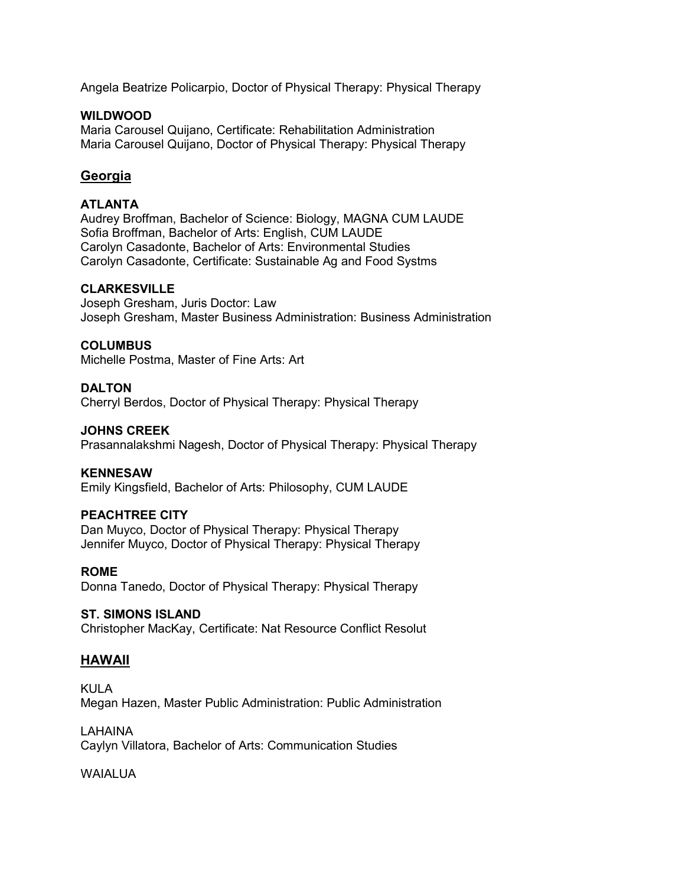Angela Beatrize Policarpio, Doctor of Physical Therapy: Physical Therapy

**WILDWOOD**
Maria Carousel Quijano, Certificate: Rehabilitation Administration
Maria Carousel Quijano, Doctor of Physical Therapy: Physical Therapy

## Georgia

**ATLANTA**
Audrey Broffman, Bachelor of Science: Biology, MAGNA CUM LAUDE
Sofia Broffman, Bachelor of Arts: English, CUM LAUDE
Carolyn Casadonte, Bachelor of Arts: Environmental Studies
Carolyn Casadonte, Certificate: Sustainable Ag and Food Systms

**CLARKESVILLE**
Joseph Gresham, Juris Doctor: Law
Joseph Gresham, Master Business Administration: Business Administration

**COLUMBUS**
Michelle Postma, Master of Fine Arts: Art

**DALTON**
Cherryl Berdos, Doctor of Physical Therapy: Physical Therapy

**JOHNS CREEK**
Prasannalakshmi Nagesh, Doctor of Physical Therapy: Physical Therapy

**KENNESAW**
Emily Kingsfield, Bachelor of Arts: Philosophy, CUM LAUDE

**PEACHTREE CITY**
Dan Muyco, Doctor of Physical Therapy: Physical Therapy
Jennifer Muyco, Doctor of Physical Therapy: Physical Therapy

**ROME**
Donna Tanedo, Doctor of Physical Therapy: Physical Therapy

**ST. SIMONS ISLAND**
Christopher MacKay, Certificate: Nat Resource Conflict Resolut

## HAWAII

KULA
Megan Hazen, Master Public Administration: Public Administration

LAHAINA
Caylyn Villatora, Bachelor of Arts: Communication Studies

WAIALUA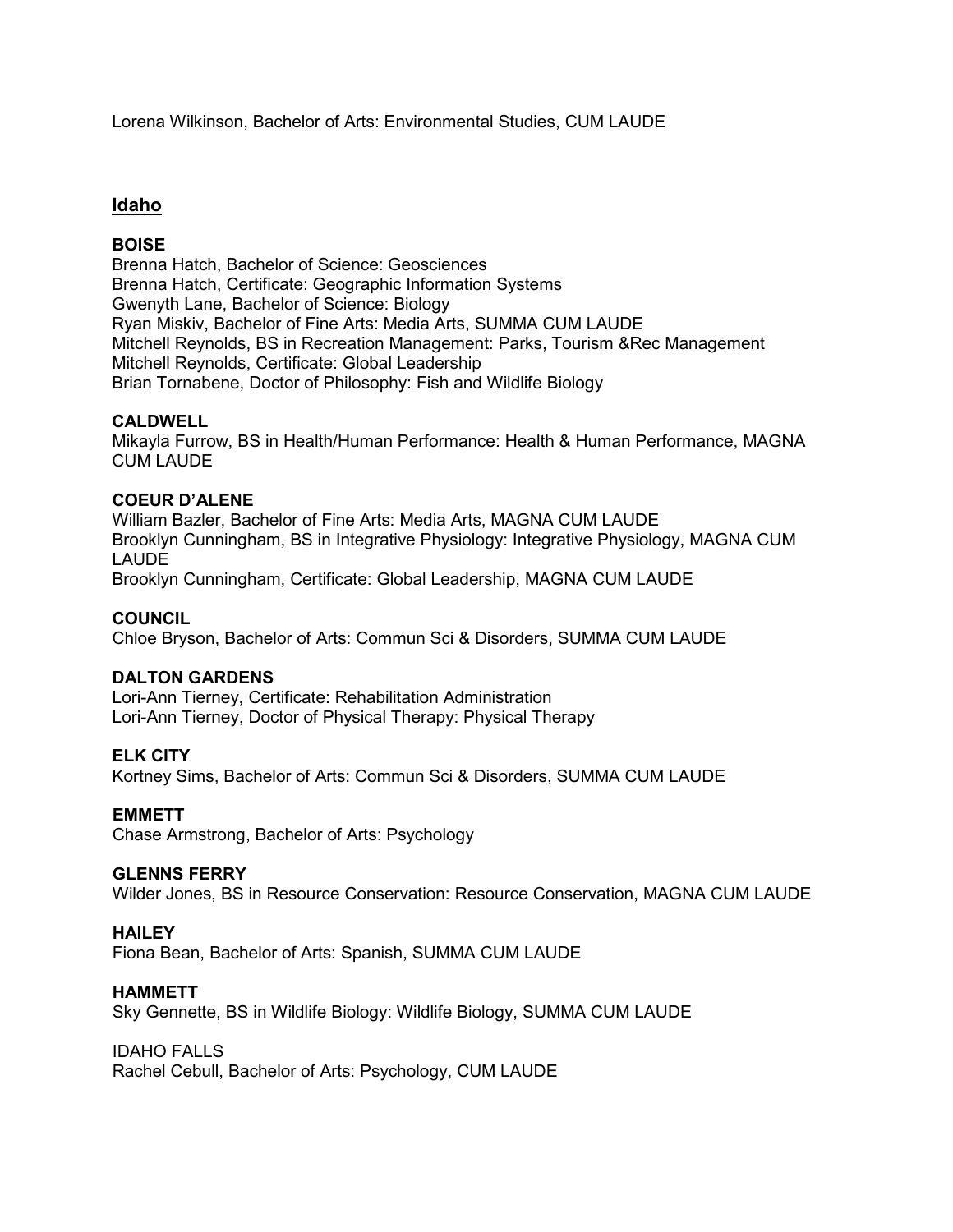Lorena Wilkinson, Bachelor of Arts: Environmental Studies, CUM LAUDE

## Idaho

**BOISE**
Brenna Hatch, Bachelor of Science: Geosciences
Brenna Hatch, Certificate: Geographic Information Systems
Gwenyth Lane, Bachelor of Science: Biology
Ryan Miskiv, Bachelor of Fine Arts: Media Arts, SUMMA CUM LAUDE
Mitchell Reynolds, BS in Recreation Management: Parks, Tourism &Rec Management
Mitchell Reynolds, Certificate: Global Leadership
Brian Tornabene, Doctor of Philosophy: Fish and Wildlife Biology

**CALDWELL**
Mikayla Furrow, BS in Health/Human Performance: Health & Human Performance, MAGNA CUM LAUDE

**COEUR D'ALENE**
William Bazler, Bachelor of Fine Arts: Media Arts, MAGNA CUM LAUDE
Brooklyn Cunningham, BS in Integrative Physiology: Integrative Physiology, MAGNA CUM LAUDE
Brooklyn Cunningham, Certificate: Global Leadership, MAGNA CUM LAUDE

**COUNCIL**
Chloe Bryson, Bachelor of Arts: Commun Sci & Disorders, SUMMA CUM LAUDE

**DALTON GARDENS**
Lori-Ann Tierney, Certificate: Rehabilitation Administration
Lori-Ann Tierney, Doctor of Physical Therapy: Physical Therapy

**ELK CITY**
Kortney Sims, Bachelor of Arts: Commun Sci & Disorders, SUMMA CUM LAUDE

**EMMETT**
Chase Armstrong, Bachelor of Arts: Psychology

**GLENNS FERRY**
Wilder Jones, BS in Resource Conservation: Resource Conservation, MAGNA CUM LAUDE

**HAILEY**
Fiona Bean, Bachelor of Arts: Spanish, SUMMA CUM LAUDE

**HAMMETT**
Sky Gennette, BS in Wildlife Biology: Wildlife Biology, SUMMA CUM LAUDE

IDAHO FALLS
Rachel Cebull, Bachelor of Arts: Psychology, CUM LAUDE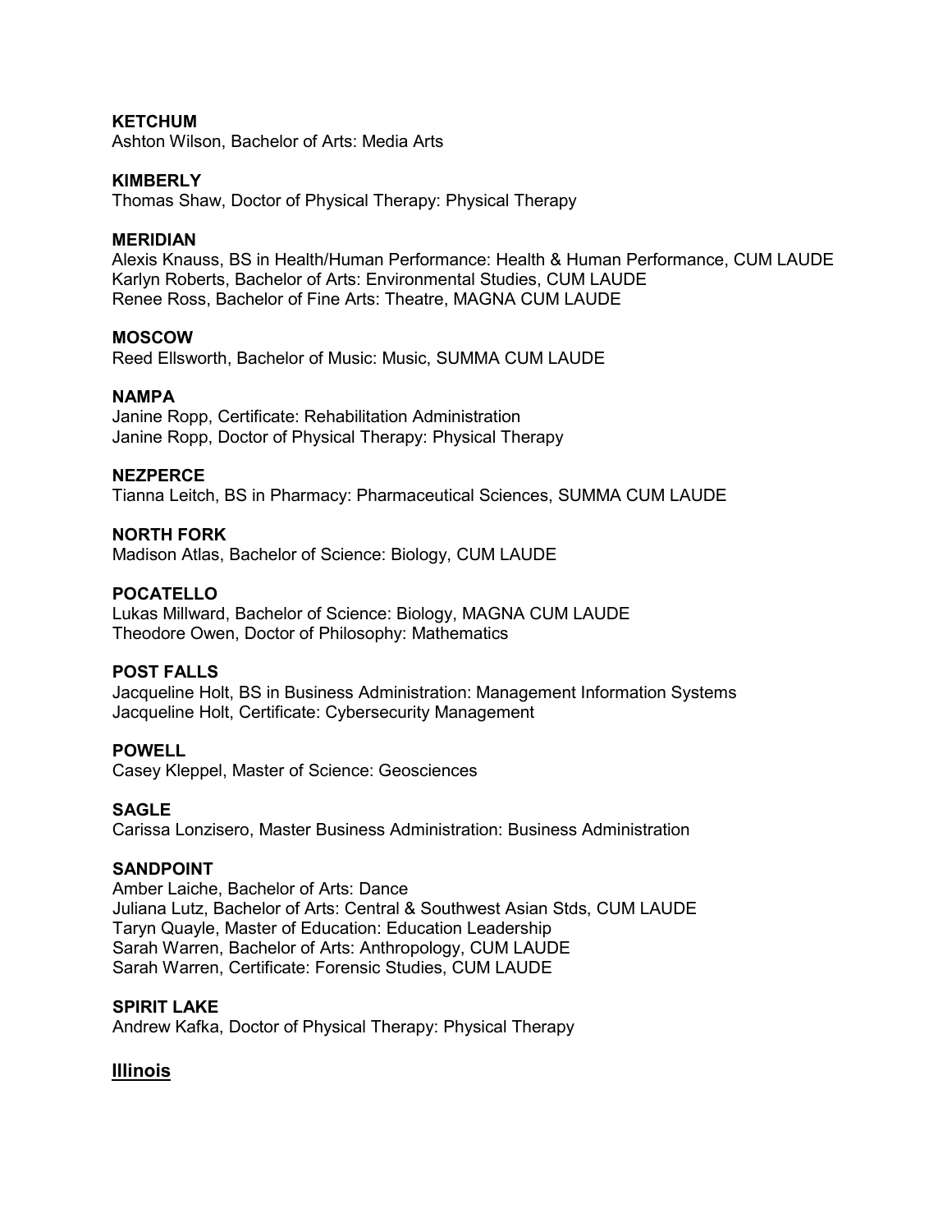**KETCHUM**
Ashton Wilson, Bachelor of Arts: Media Arts

**KIMBERLY**
Thomas Shaw, Doctor of Physical Therapy: Physical Therapy

**MERIDIAN**
Alexis Knauss, BS in Health/Human Performance: Health & Human Performance, CUM LAUDE
Karlyn Roberts, Bachelor of Arts: Environmental Studies, CUM LAUDE
Renee Ross, Bachelor of Fine Arts: Theatre, MAGNA CUM LAUDE

**MOSCOW**
Reed Ellsworth, Bachelor of Music: Music, SUMMA CUM LAUDE

**NAMPA**
Janine Ropp, Certificate: Rehabilitation Administration
Janine Ropp, Doctor of Physical Therapy: Physical Therapy

**NEZPERCE**
Tianna Leitch, BS in Pharmacy: Pharmaceutical Sciences, SUMMA CUM LAUDE

**NORTH FORK**
Madison Atlas, Bachelor of Science: Biology, CUM LAUDE

**POCATELLO**
Lukas Millward, Bachelor of Science: Biology, MAGNA CUM LAUDE
Theodore Owen, Doctor of Philosophy: Mathematics

**POST FALLS**
Jacqueline Holt, BS in Business Administration: Management Information Systems
Jacqueline Holt, Certificate: Cybersecurity Management

**POWELL**
Casey Kleppel, Master of Science: Geosciences

**SAGLE**
Carissa Lonzisero, Master Business Administration: Business Administration

**SANDPOINT**
Amber Laiche, Bachelor of Arts: Dance
Juliana Lutz, Bachelor of Arts: Central & Southwest Asian Stds, CUM LAUDE
Taryn Quayle, Master of Education: Education Leadership
Sarah Warren, Bachelor of Arts: Anthropology, CUM LAUDE
Sarah Warren, Certificate: Forensic Studies, CUM LAUDE

**SPIRIT LAKE**
Andrew Kafka, Doctor of Physical Therapy: Physical Therapy

## Illinois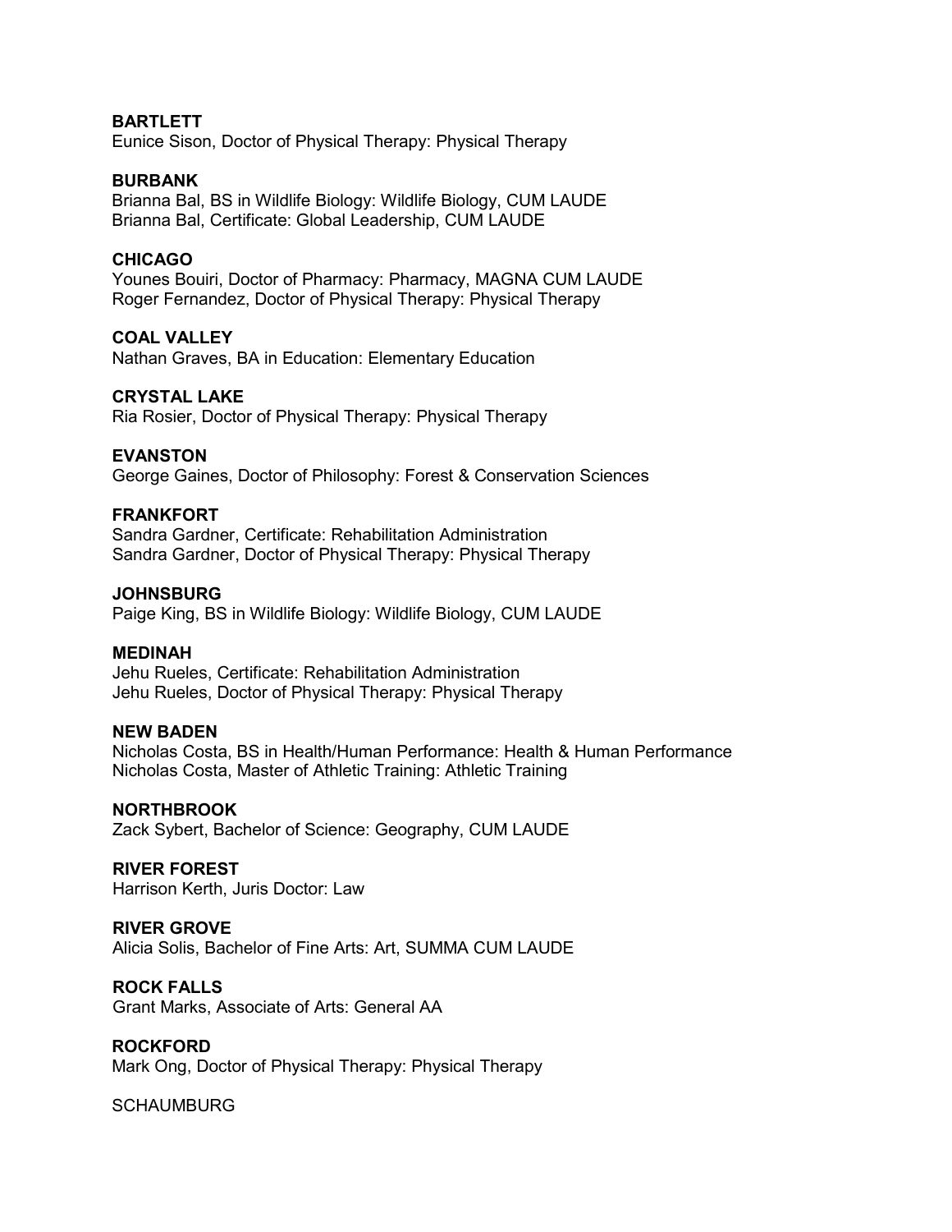**BARTLETT**
Eunice Sison, Doctor of Physical Therapy: Physical Therapy

**BURBANK**
Brianna Bal, BS in Wildlife Biology: Wildlife Biology, CUM LAUDE
Brianna Bal, Certificate: Global Leadership, CUM LAUDE

**CHICAGO**
Younes Bouiri, Doctor of Pharmacy: Pharmacy, MAGNA CUM LAUDE
Roger Fernandez, Doctor of Physical Therapy: Physical Therapy

**COAL VALLEY**
Nathan Graves, BA in Education: Elementary Education

**CRYSTAL LAKE**
Ria Rosier, Doctor of Physical Therapy: Physical Therapy

**EVANSTON**
George Gaines, Doctor of Philosophy: Forest & Conservation Sciences

**FRANKFORT**
Sandra Gardner, Certificate: Rehabilitation Administration
Sandra Gardner, Doctor of Physical Therapy: Physical Therapy

**JOHNSBURG**
Paige King, BS in Wildlife Biology: Wildlife Biology, CUM LAUDE

**MEDINAH**
Jehu Rueles, Certificate: Rehabilitation Administration
Jehu Rueles, Doctor of Physical Therapy: Physical Therapy

**NEW BADEN**
Nicholas Costa, BS in Health/Human Performance: Health & Human Performance
Nicholas Costa, Master of Athletic Training: Athletic Training

**NORTHBROOK**
Zack Sybert, Bachelor of Science: Geography, CUM LAUDE

**RIVER FOREST**
Harrison Kerth, Juris Doctor: Law

**RIVER GROVE**
Alicia Solis, Bachelor of Fine Arts: Art, SUMMA CUM LAUDE

**ROCK FALLS**
Grant Marks, Associate of Arts: General AA

**ROCKFORD**
Mark Ong, Doctor of Physical Therapy: Physical Therapy

SCHAUMBURG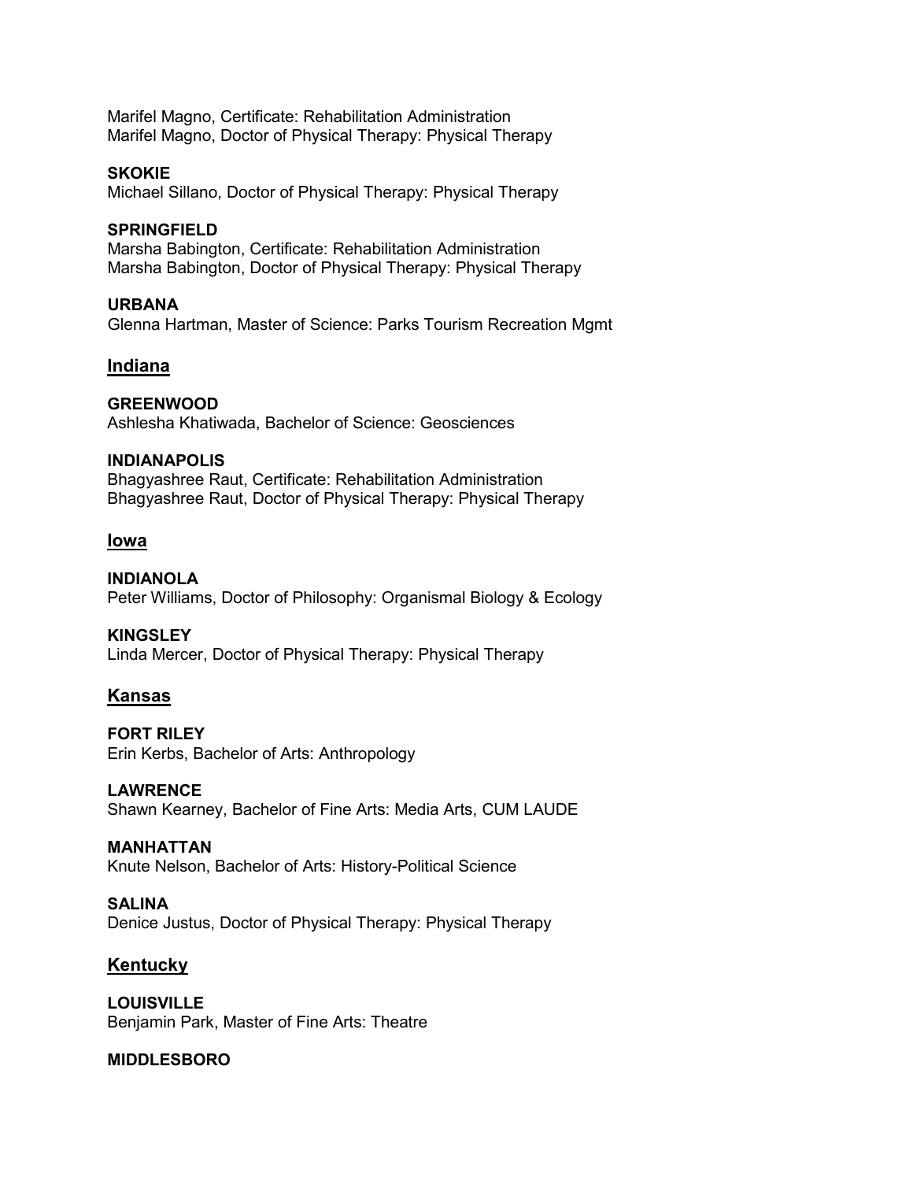Marifel Magno, Certificate: Rehabilitation Administration
Marifel Magno, Doctor of Physical Therapy: Physical Therapy

**SKOKIE**
Michael Sillano, Doctor of Physical Therapy: Physical Therapy

**SPRINGFIELD**
Marsha Babington, Certificate: Rehabilitation Administration
Marsha Babington, Doctor of Physical Therapy: Physical Therapy

**URBANA**
Glenna Hartman, Master of Science: Parks Tourism Recreation Mgmt

## Indiana

**GREENWOOD**
Ashlesha Khatiwada, Bachelor of Science: Geosciences

**INDIANAPOLIS**
Bhagyashree Raut, Certificate: Rehabilitation Administration
Bhagyashree Raut, Doctor of Physical Therapy: Physical Therapy

## Iowa

**INDIANOLA**
Peter Williams, Doctor of Philosophy: Organismal Biology & Ecology

**KINGSLEY**
Linda Mercer, Doctor of Physical Therapy: Physical Therapy

## Kansas

**FORT RILEY**
Erin Kerbs, Bachelor of Arts: Anthropology

**LAWRENCE**
Shawn Kearney, Bachelor of Fine Arts: Media Arts, CUM LAUDE

**MANHATTAN**
Knute Nelson, Bachelor of Arts: History-Political Science

**SALINA**
Denice Justus, Doctor of Physical Therapy: Physical Therapy

## Kentucky

**LOUISVILLE**
Benjamin Park, Master of Fine Arts: Theatre

**MIDDLESBORO**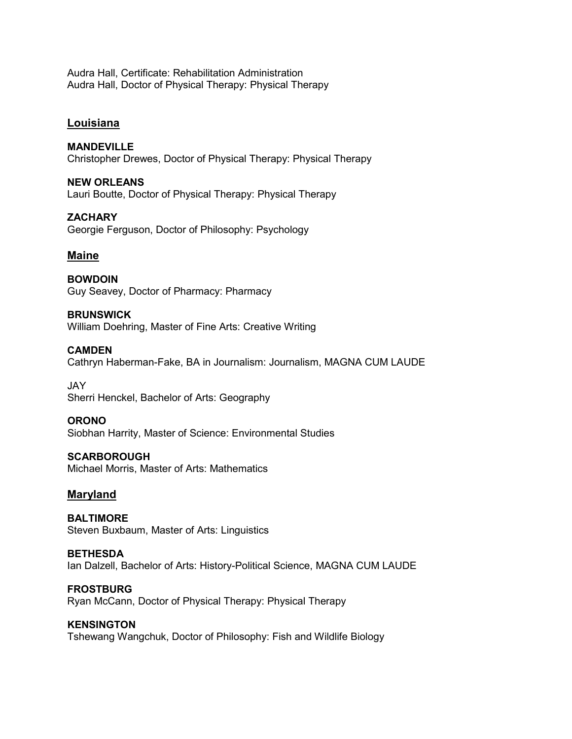Audra Hall, Certificate: Rehabilitation Administration
Audra Hall, Doctor of Physical Therapy: Physical Therapy

## Louisiana

**MANDEVILLE**
Christopher Drewes, Doctor of Physical Therapy: Physical Therapy

**NEW ORLEANS**
Lauri Boutte, Doctor of Physical Therapy: Physical Therapy

**ZACHARY**
Georgie Ferguson, Doctor of Philosophy: Psychology

## Maine

**BOWDOIN**
Guy Seavey, Doctor of Pharmacy: Pharmacy

**BRUNSWICK**
William Doehring, Master of Fine Arts: Creative Writing

**CAMDEN**
Cathryn Haberman-Fake, BA in Journalism: Journalism, MAGNA CUM LAUDE

JAY
Sherri Henckel, Bachelor of Arts: Geography

**ORONO**
Siobhan Harrity, Master of Science: Environmental Studies

**SCARBOROUGH**
Michael Morris, Master of Arts: Mathematics

## Maryland

**BALTIMORE**
Steven Buxbaum, Master of Arts: Linguistics

**BETHESDA**
Ian Dalzell, Bachelor of Arts: History-Political Science, MAGNA CUM LAUDE

**FROSTBURG**
Ryan McCann, Doctor of Physical Therapy: Physical Therapy

**KENSINGTON**
Tshewang Wangchuk, Doctor of Philosophy: Fish and Wildlife Biology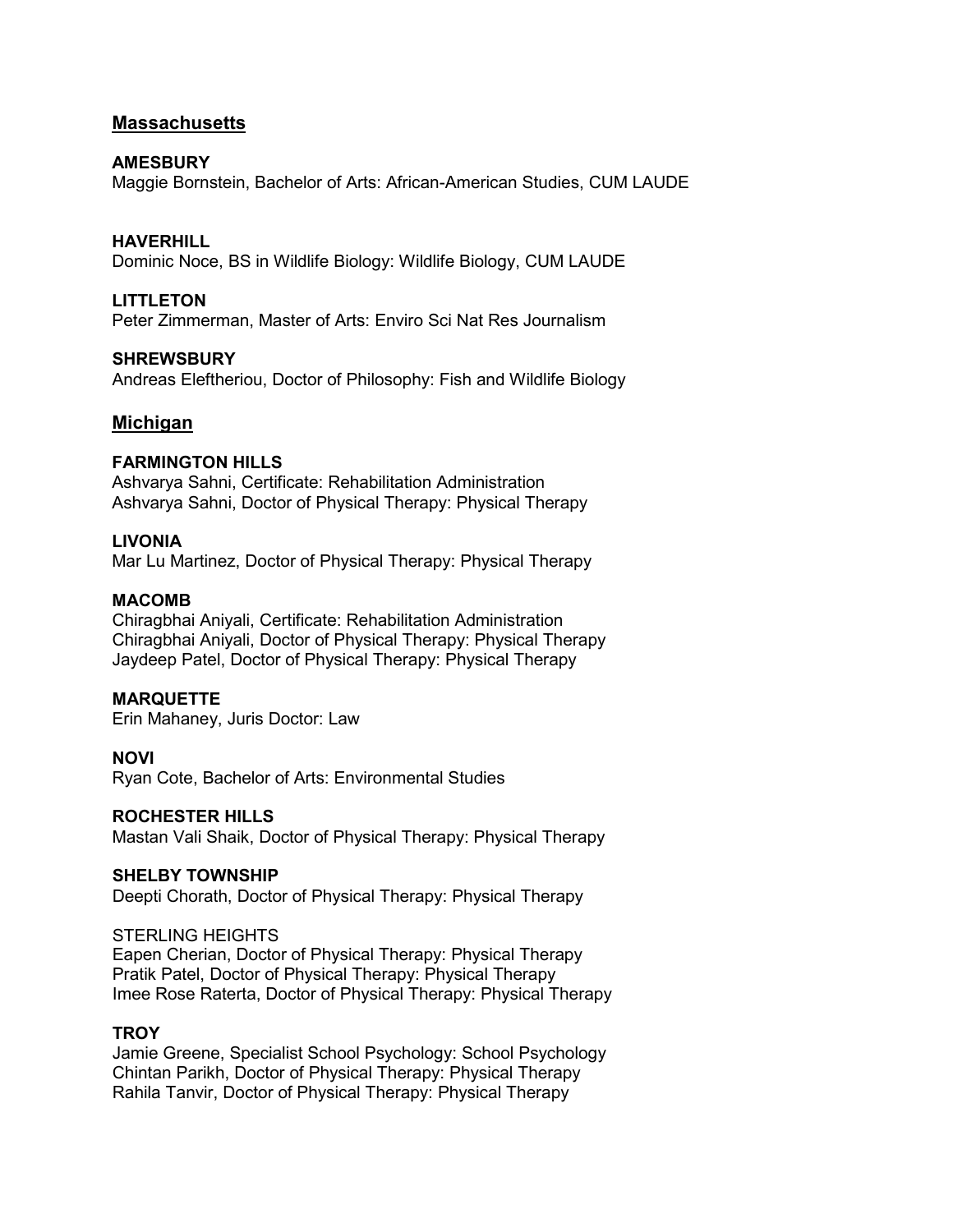## Massachusetts

**AMESBURY**
Maggie Bornstein, Bachelor of Arts: African-American Studies, CUM LAUDE

**HAVERHILL**
Dominic Noce, BS in Wildlife Biology: Wildlife Biology, CUM LAUDE

**LITTLETON**
Peter Zimmerman, Master of Arts: Enviro Sci Nat Res Journalism

**SHREWSBURY**
Andreas Eleftheriou, Doctor of Philosophy: Fish and Wildlife Biology

## Michigan

**FARMINGTON HILLS**
Ashvarya Sahni, Certificate: Rehabilitation Administration
Ashvarya Sahni, Doctor of Physical Therapy: Physical Therapy

**LIVONIA**
Mar Lu Martinez, Doctor of Physical Therapy: Physical Therapy

**MACOMB**
Chiragbhai Aniyali, Certificate: Rehabilitation Administration
Chiragbhai Aniyali, Doctor of Physical Therapy: Physical Therapy
Jaydeep Patel, Doctor of Physical Therapy: Physical Therapy

**MARQUETTE**
Erin Mahaney, Juris Doctor: Law

**NOVI**
Ryan Cote, Bachelor of Arts: Environmental Studies

**ROCHESTER HILLS**
Mastan Vali Shaik, Doctor of Physical Therapy: Physical Therapy

**SHELBY TOWNSHIP**
Deepti Chorath, Doctor of Physical Therapy: Physical Therapy

STERLING HEIGHTS
Eapen Cherian, Doctor of Physical Therapy: Physical Therapy
Pratik Patel, Doctor of Physical Therapy: Physical Therapy
Imee Rose Raterta, Doctor of Physical Therapy: Physical Therapy

**TROY**
Jamie Greene, Specialist School Psychology: School Psychology
Chintan Parikh, Doctor of Physical Therapy: Physical Therapy
Rahila Tanvir, Doctor of Physical Therapy: Physical Therapy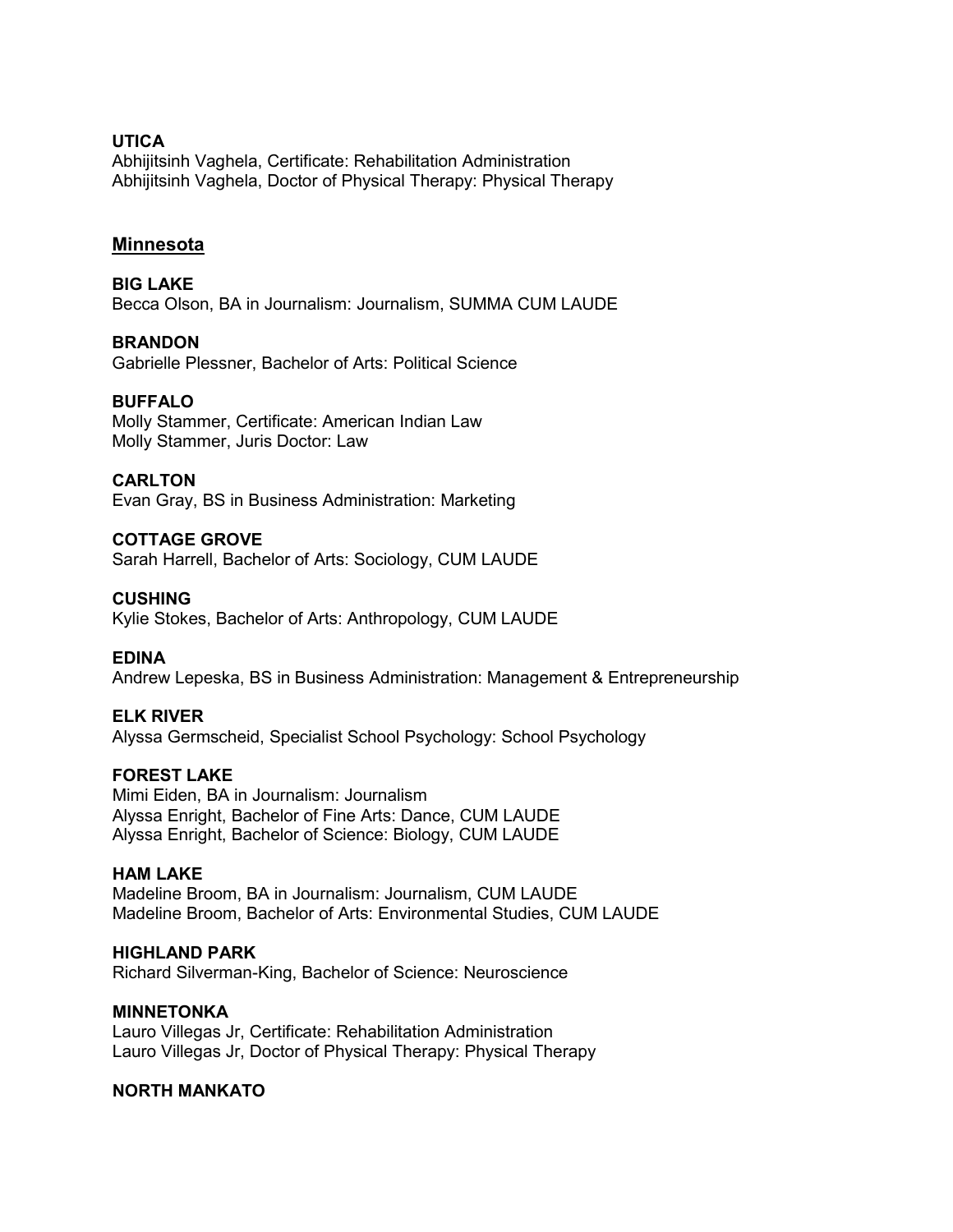**UTICA**
Abhijitsinh Vaghela, Certificate: Rehabilitation Administration
Abhijitsinh Vaghela, Doctor of Physical Therapy: Physical Therapy

## Minnesota

**BIG LAKE**
Becca Olson, BA in Journalism: Journalism, SUMMA CUM LAUDE

**BRANDON**
Gabrielle Plessner, Bachelor of Arts: Political Science

**BUFFALO**
Molly Stammer, Certificate: American Indian Law
Molly Stammer, Juris Doctor: Law

**CARLTON**
Evan Gray, BS in Business Administration: Marketing

**COTTAGE GROVE**
Sarah Harrell, Bachelor of Arts: Sociology, CUM LAUDE

**CUSHING**
Kylie Stokes, Bachelor of Arts: Anthropology, CUM LAUDE

**EDINA**
Andrew Lepeska, BS in Business Administration: Management & Entrepreneurship

**ELK RIVER**
Alyssa Germscheid, Specialist School Psychology: School Psychology

**FOREST LAKE**
Mimi Eiden, BA in Journalism: Journalism
Alyssa Enright, Bachelor of Fine Arts: Dance, CUM LAUDE
Alyssa Enright, Bachelor of Science: Biology, CUM LAUDE

**HAM LAKE**
Madeline Broom, BA in Journalism: Journalism, CUM LAUDE
Madeline Broom, Bachelor of Arts: Environmental Studies, CUM LAUDE

**HIGHLAND PARK**
Richard Silverman-King, Bachelor of Science: Neuroscience

**MINNETONKA**
Lauro Villegas Jr, Certificate: Rehabilitation Administration
Lauro Villegas Jr, Doctor of Physical Therapy: Physical Therapy

**NORTH MANKATO**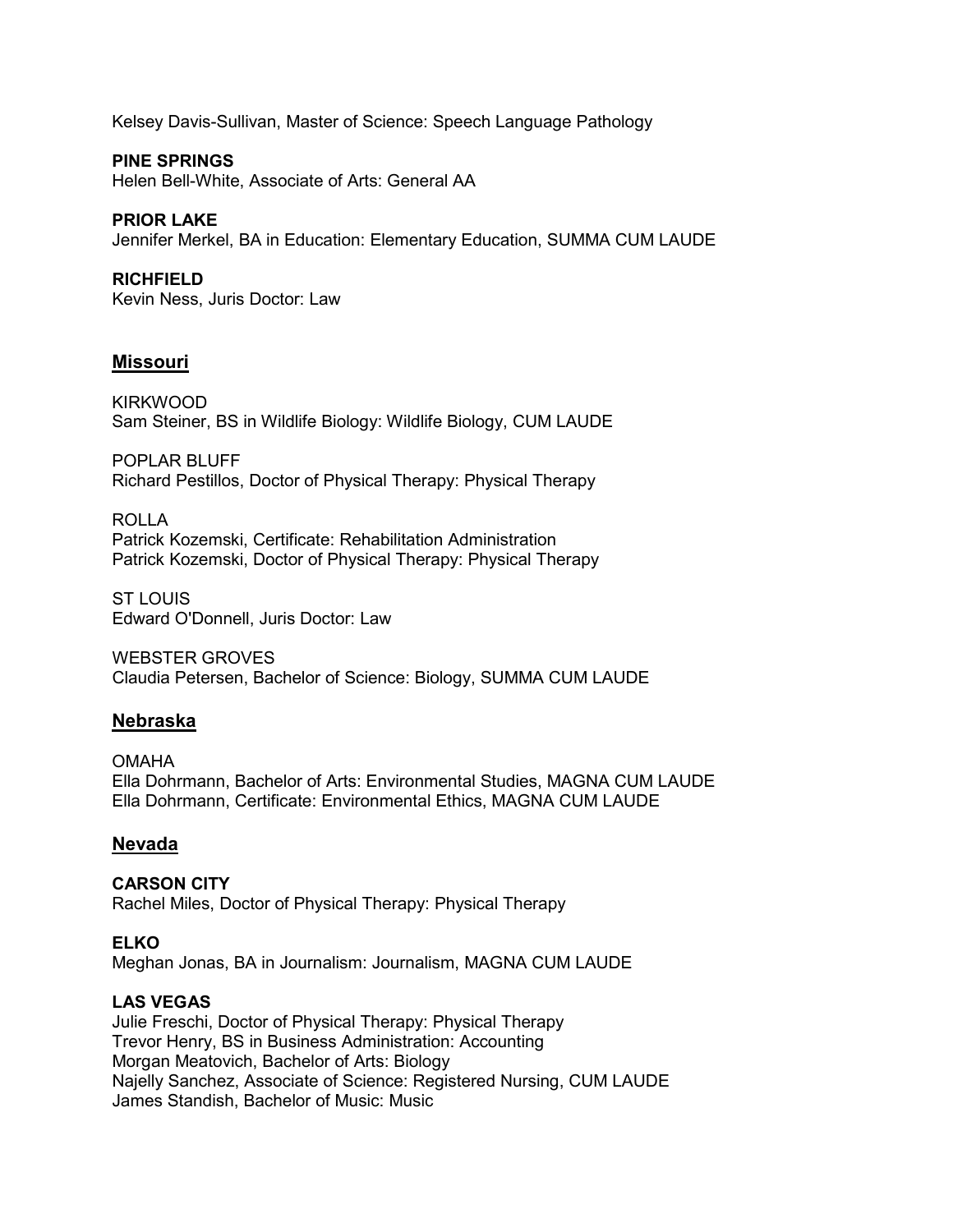Kelsey Davis-Sullivan, Master of Science: Speech Language Pathology

**PINE SPRINGS**
Helen Bell-White, Associate of Arts: General AA

**PRIOR LAKE**
Jennifer Merkel, BA in Education: Elementary Education, SUMMA CUM LAUDE

**RICHFIELD**
Kevin Ness, Juris Doctor: Law

## Missouri

KIRKWOOD
Sam Steiner, BS in Wildlife Biology: Wildlife Biology, CUM LAUDE

POPLAR BLUFF
Richard Pestillos, Doctor of Physical Therapy: Physical Therapy

ROLLA
Patrick Kozemski, Certificate: Rehabilitation Administration
Patrick Kozemski, Doctor of Physical Therapy: Physical Therapy

ST LOUIS
Edward O'Donnell, Juris Doctor: Law

WEBSTER GROVES
Claudia Petersen, Bachelor of Science: Biology, SUMMA CUM LAUDE

## Nebraska

OMAHA
Ella Dohrmann, Bachelor of Arts: Environmental Studies, MAGNA CUM LAUDE
Ella Dohrmann, Certificate: Environmental Ethics, MAGNA CUM LAUDE

## Nevada

**CARSON CITY**
Rachel Miles, Doctor of Physical Therapy: Physical Therapy

**ELKO**
Meghan Jonas, BA in Journalism: Journalism, MAGNA CUM LAUDE

**LAS VEGAS**
Julie Freschi, Doctor of Physical Therapy: Physical Therapy
Trevor Henry, BS in Business Administration: Accounting
Morgan Meatovich, Bachelor of Arts: Biology
Najelly Sanchez, Associate of Science: Registered Nursing, CUM LAUDE
James Standish, Bachelor of Music: Music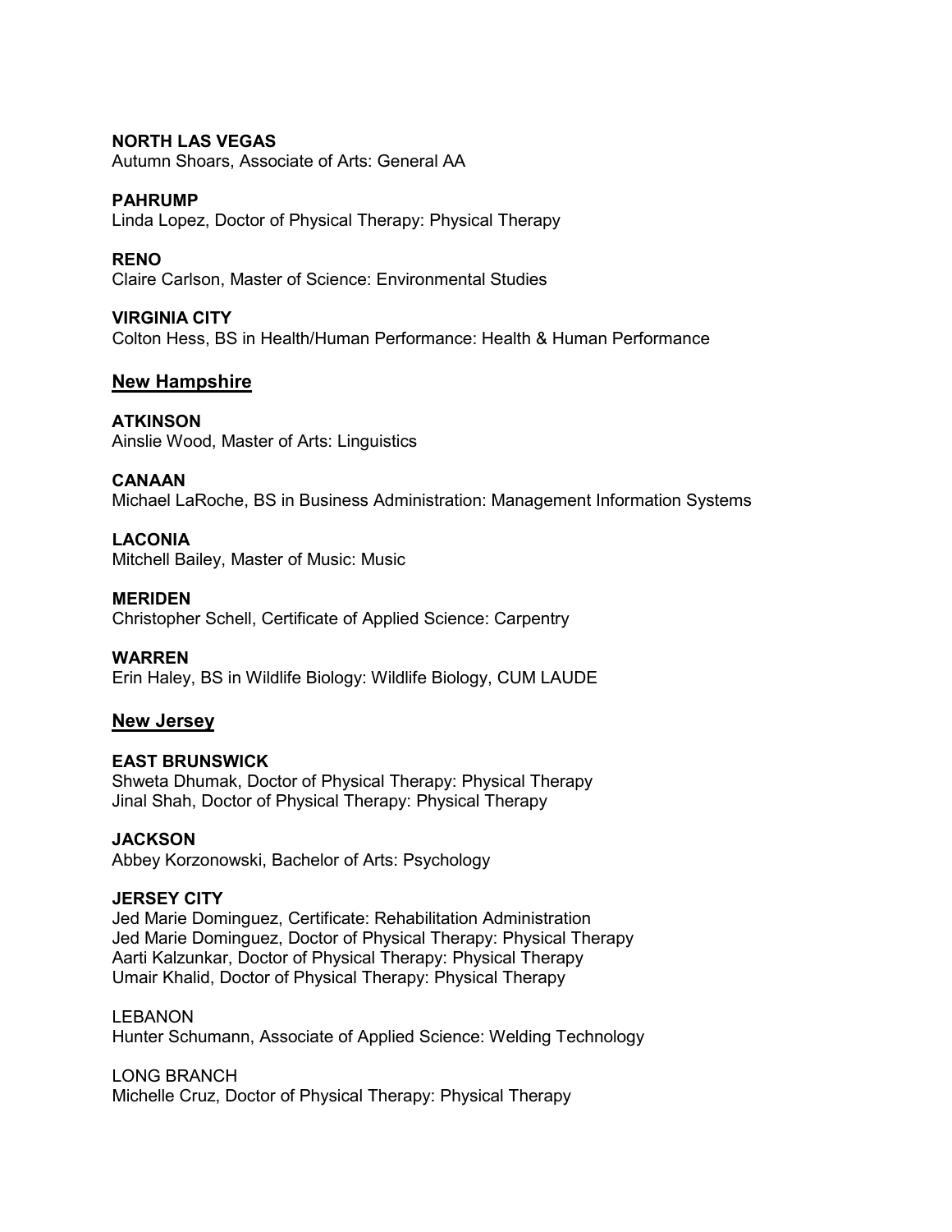**NORTH LAS VEGAS**
Autumn Shoars, Associate of Arts: General AA

**PAHRUMP**
Linda Lopez, Doctor of Physical Therapy: Physical Therapy

**RENO**
Claire Carlson, Master of Science: Environmental Studies

**VIRGINIA CITY**
Colton Hess, BS in Health/Human Performance: Health & Human Performance

## New Hampshire

**ATKINSON**
Ainslie Wood, Master of Arts: Linguistics

**CANAAN**
Michael LaRoche, BS in Business Administration: Management Information Systems

**LACONIA**
Mitchell Bailey, Master of Music: Music

**MERIDEN**
Christopher Schell, Certificate of Applied Science: Carpentry

**WARREN**
Erin Haley, BS in Wildlife Biology: Wildlife Biology, CUM LAUDE

## New Jersey

**EAST BRUNSWICK**
Shweta Dhumak, Doctor of Physical Therapy: Physical Therapy
Jinal Shah, Doctor of Physical Therapy: Physical Therapy

**JACKSON**
Abbey Korzonowski, Bachelor of Arts: Psychology

**JERSEY CITY**
Jed Marie Dominguez, Certificate: Rehabilitation Administration
Jed Marie Dominguez, Doctor of Physical Therapy: Physical Therapy
Aarti Kalzunkar, Doctor of Physical Therapy: Physical Therapy
Umair Khalid, Doctor of Physical Therapy: Physical Therapy

LEBANON
Hunter Schumann, Associate of Applied Science: Welding Technology

LONG BRANCH
Michelle Cruz, Doctor of Physical Therapy: Physical Therapy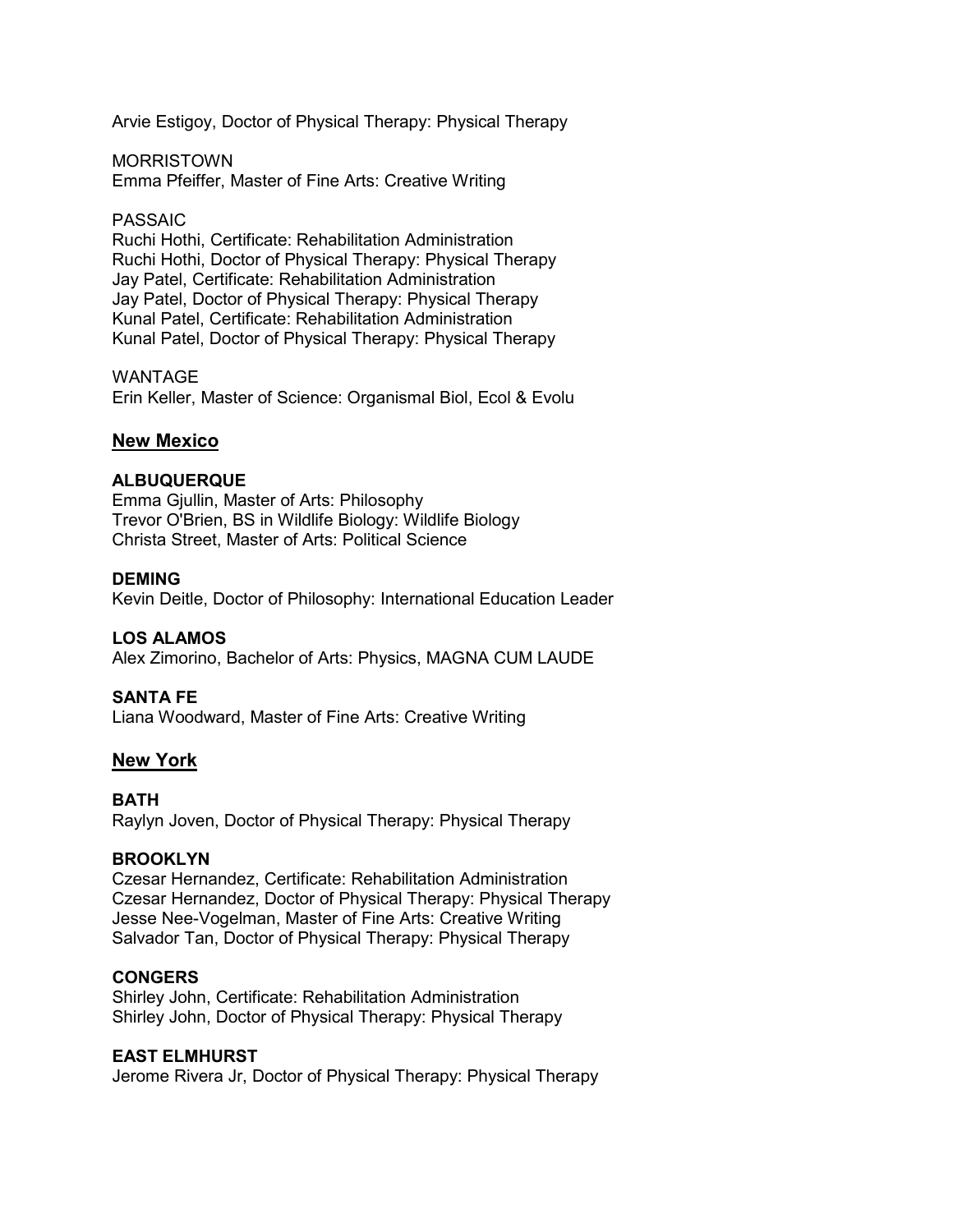Arvie Estigoy, Doctor of Physical Therapy: Physical Therapy

MORRISTOWN
Emma Pfeiffer, Master of Fine Arts: Creative Writing

PASSAIC
Ruchi Hothi, Certificate: Rehabilitation Administration
Ruchi Hothi, Doctor of Physical Therapy: Physical Therapy
Jay Patel, Certificate: Rehabilitation Administration
Jay Patel, Doctor of Physical Therapy: Physical Therapy
Kunal Patel, Certificate: Rehabilitation Administration
Kunal Patel, Doctor of Physical Therapy: Physical Therapy

WANTAGE
Erin Keller, Master of Science: Organismal Biol, Ecol & Evolu

## New Mexico

**ALBUQUERQUE**
Emma Gjullin, Master of Arts: Philosophy
Trevor O'Brien, BS in Wildlife Biology: Wildlife Biology
Christa Street, Master of Arts: Political Science

**DEMING**
Kevin Deitle, Doctor of Philosophy: International Education Leader

**LOS ALAMOS**
Alex Zimorino, Bachelor of Arts: Physics, MAGNA CUM LAUDE

**SANTA FE**
Liana Woodward, Master of Fine Arts: Creative Writing

## New York

**BATH**
Raylyn Joven, Doctor of Physical Therapy: Physical Therapy

**BROOKLYN**
Czesar Hernandez, Certificate: Rehabilitation Administration
Czesar Hernandez, Doctor of Physical Therapy: Physical Therapy
Jesse Nee-Vogelman, Master of Fine Arts: Creative Writing
Salvador Tan, Doctor of Physical Therapy: Physical Therapy

**CONGERS**
Shirley John, Certificate: Rehabilitation Administration
Shirley John, Doctor of Physical Therapy: Physical Therapy

**EAST ELMHURST**
Jerome Rivera Jr, Doctor of Physical Therapy: Physical Therapy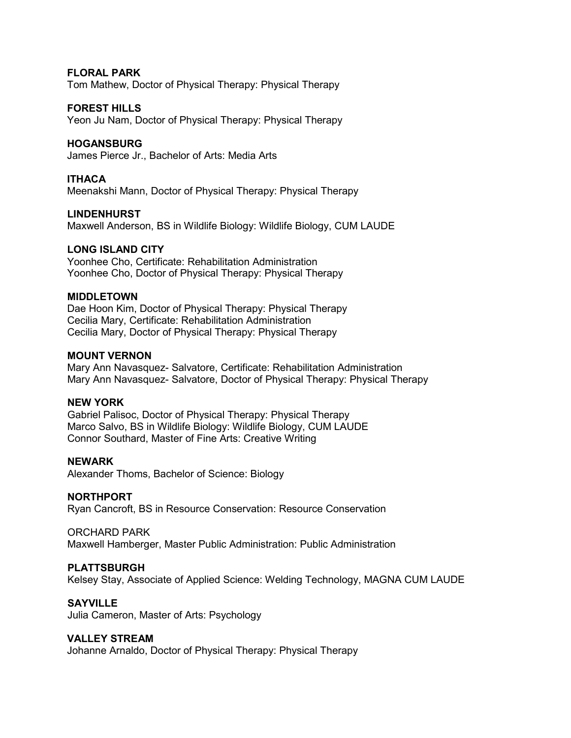**FLORAL PARK**
Tom Mathew, Doctor of Physical Therapy: Physical Therapy

**FOREST HILLS**
Yeon Ju Nam, Doctor of Physical Therapy: Physical Therapy

**HOGANSBURG**
James Pierce Jr., Bachelor of Arts: Media Arts

**ITHACA**
Meenakshi Mann, Doctor of Physical Therapy: Physical Therapy

**LINDENHURST**
Maxwell Anderson, BS in Wildlife Biology: Wildlife Biology, CUM LAUDE

**LONG ISLAND CITY**
Yoonhee Cho, Certificate: Rehabilitation Administration
Yoonhee Cho, Doctor of Physical Therapy: Physical Therapy

**MIDDLETOWN**
Dae Hoon Kim, Doctor of Physical Therapy: Physical Therapy
Cecilia Mary, Certificate: Rehabilitation Administration
Cecilia Mary, Doctor of Physical Therapy: Physical Therapy

**MOUNT VERNON**
Mary Ann Navasquez- Salvatore, Certificate: Rehabilitation Administration
Mary Ann Navasquez- Salvatore, Doctor of Physical Therapy: Physical Therapy

**NEW YORK**
Gabriel Palisoc, Doctor of Physical Therapy: Physical Therapy
Marco Salvo, BS in Wildlife Biology: Wildlife Biology, CUM LAUDE
Connor Southard, Master of Fine Arts: Creative Writing

**NEWARK**
Alexander Thoms, Bachelor of Science: Biology

**NORTHPORT**
Ryan Cancroft, BS in Resource Conservation: Resource Conservation

ORCHARD PARK
Maxwell Hamberger, Master Public Administration: Public Administration

**PLATTSBURGH**
Kelsey Stay, Associate of Applied Science: Welding Technology, MAGNA CUM LAUDE

**SAYVILLE**
Julia Cameron, Master of Arts: Psychology

**VALLEY STREAM**
Johanne Arnaldo, Doctor of Physical Therapy: Physical Therapy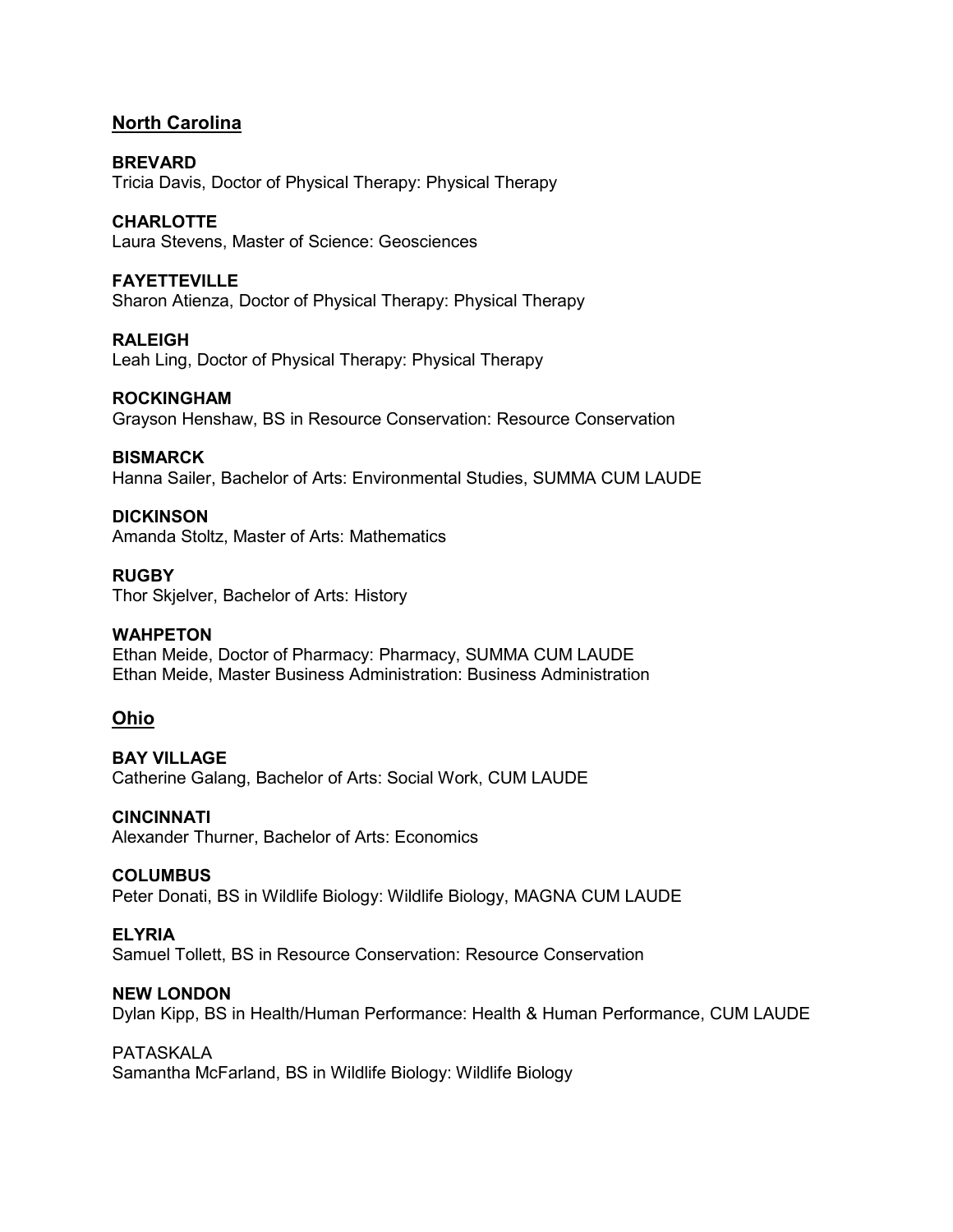## North Carolina

**BREVARD**
Tricia Davis, Doctor of Physical Therapy: Physical Therapy

**CHARLOTTE**
Laura Stevens, Master of Science: Geosciences

**FAYETTEVILLE**
Sharon Atienza, Doctor of Physical Therapy: Physical Therapy

**RALEIGH**
Leah Ling, Doctor of Physical Therapy: Physical Therapy

**ROCKINGHAM**
Grayson Henshaw, BS in Resource Conservation: Resource Conservation

**BISMARCK**
Hanna Sailer, Bachelor of Arts: Environmental Studies, SUMMA CUM LAUDE

**DICKINSON**
Amanda Stoltz, Master of Arts: Mathematics

**RUGBY**
Thor Skjelver, Bachelor of Arts: History

**WAHPETON**
Ethan Meide, Doctor of Pharmacy: Pharmacy, SUMMA CUM LAUDE
Ethan Meide, Master Business Administration: Business Administration

## Ohio

**BAY VILLAGE**
Catherine Galang, Bachelor of Arts: Social Work, CUM LAUDE

**CINCINNATI**
Alexander Thurner, Bachelor of Arts: Economics

**COLUMBUS**
Peter Donati, BS in Wildlife Biology: Wildlife Biology, MAGNA CUM LAUDE

**ELYRIA**
Samuel Tollett, BS in Resource Conservation: Resource Conservation

**NEW LONDON**
Dylan Kipp, BS in Health/Human Performance: Health & Human Performance, CUM LAUDE

PATASKALA
Samantha McFarland, BS in Wildlife Biology: Wildlife Biology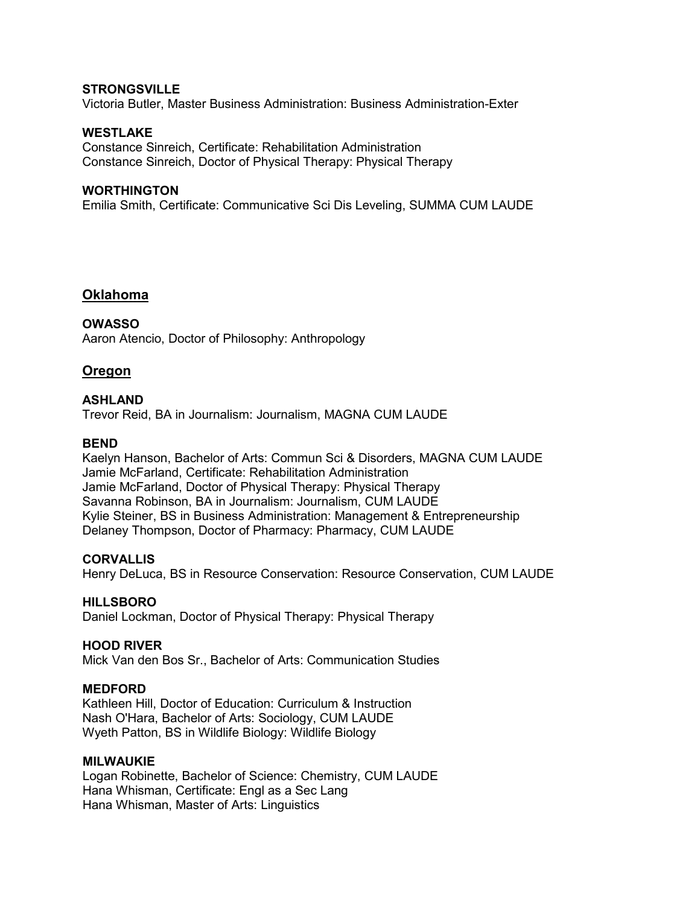**STRONGSVILLE**
Victoria Butler, Master Business Administration: Business Administration-Exter

**WESTLAKE**
Constance Sinreich, Certificate: Rehabilitation Administration
Constance Sinreich, Doctor of Physical Therapy: Physical Therapy

**WORTHINGTON**
Emilia Smith, Certificate: Communicative Sci Dis Leveling, SUMMA CUM LAUDE

## Oklahoma

**OWASSO**
Aaron Atencio, Doctor of Philosophy: Anthropology

## Oregon

**ASHLAND**
Trevor Reid, BA in Journalism: Journalism, MAGNA CUM LAUDE

**BEND**
Kaelyn Hanson, Bachelor of Arts: Commun Sci & Disorders, MAGNA CUM LAUDE
Jamie McFarland, Certificate: Rehabilitation Administration
Jamie McFarland, Doctor of Physical Therapy: Physical Therapy
Savanna Robinson, BA in Journalism: Journalism, CUM LAUDE
Kylie Steiner, BS in Business Administration: Management & Entrepreneurship
Delaney Thompson, Doctor of Pharmacy: Pharmacy, CUM LAUDE

**CORVALLIS**
Henry DeLuca, BS in Resource Conservation: Resource Conservation, CUM LAUDE

**HILLSBORO**
Daniel Lockman, Doctor of Physical Therapy: Physical Therapy

**HOOD RIVER**
Mick Van den Bos Sr., Bachelor of Arts: Communication Studies

**MEDFORD**
Kathleen Hill, Doctor of Education: Curriculum & Instruction
Nash O'Hara, Bachelor of Arts: Sociology, CUM LAUDE
Wyeth Patton, BS in Wildlife Biology: Wildlife Biology

**MILWAUKIE**
Logan Robinette, Bachelor of Science: Chemistry, CUM LAUDE
Hana Whisman, Certificate: Engl as a Sec Lang
Hana Whisman, Master of Arts: Linguistics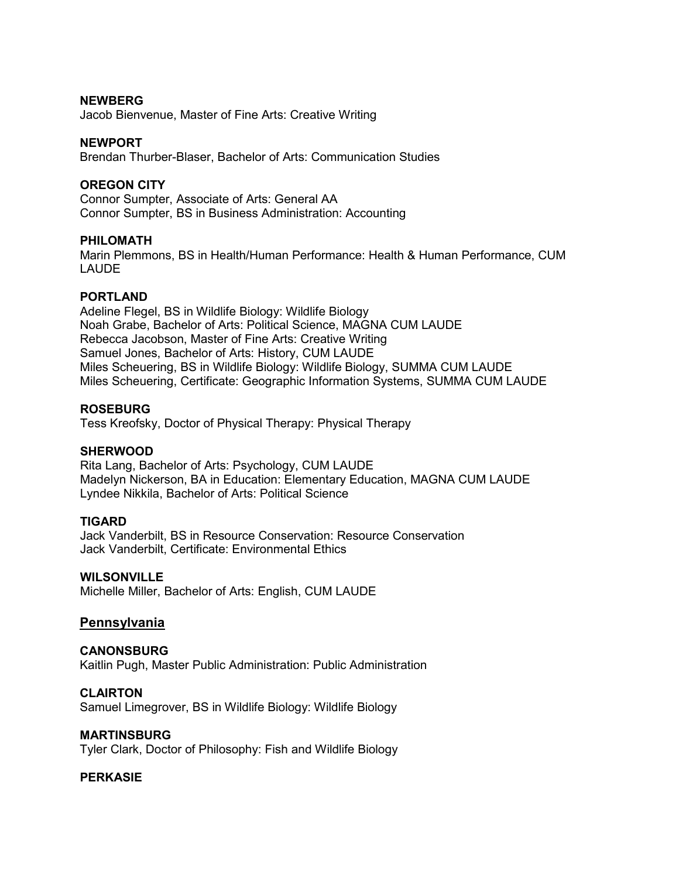**NEWBERG**
Jacob Bienvenue, Master of Fine Arts: Creative Writing

**NEWPORT**
Brendan Thurber-Blaser, Bachelor of Arts: Communication Studies

**OREGON CITY**
Connor Sumpter, Associate of Arts: General AA
Connor Sumpter, BS in Business Administration: Accounting

**PHILOMATH**
Marin Plemmons, BS in Health/Human Performance: Health & Human Performance, CUM LAUDE

**PORTLAND**
Adeline Flegel, BS in Wildlife Biology: Wildlife Biology
Noah Grabe, Bachelor of Arts: Political Science, MAGNA CUM LAUDE
Rebecca Jacobson, Master of Fine Arts: Creative Writing
Samuel Jones, Bachelor of Arts: History, CUM LAUDE
Miles Scheuering, BS in Wildlife Biology: Wildlife Biology, SUMMA CUM LAUDE
Miles Scheuering, Certificate: Geographic Information Systems, SUMMA CUM LAUDE

**ROSEBURG**
Tess Kreofsky, Doctor of Physical Therapy: Physical Therapy

**SHERWOOD**
Rita Lang, Bachelor of Arts: Psychology, CUM LAUDE
Madelyn Nickerson, BA in Education: Elementary Education, MAGNA CUM LAUDE
Lyndee Nikkila, Bachelor of Arts: Political Science

**TIGARD**
Jack Vanderbilt, BS in Resource Conservation: Resource Conservation
Jack Vanderbilt, Certificate: Environmental Ethics

**WILSONVILLE**
Michelle Miller, Bachelor of Arts: English, CUM LAUDE

## Pennsylvania

**CANONSBURG**
Kaitlin Pugh, Master Public Administration: Public Administration

**CLAIRTON**
Samuel Limegrover, BS in Wildlife Biology: Wildlife Biology

**MARTINSBURG**
Tyler Clark, Doctor of Philosophy: Fish and Wildlife Biology

**PERKASIE**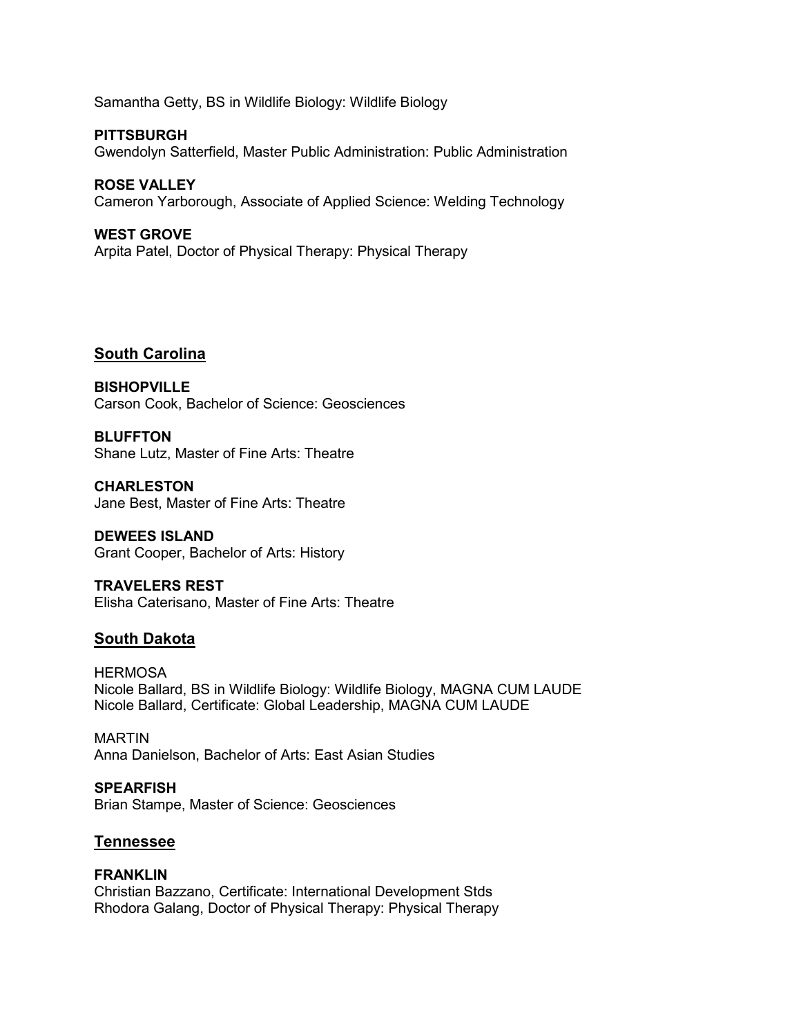Samantha Getty, BS in Wildlife Biology: Wildlife Biology

**PITTSBURGH**
Gwendolyn Satterfield, Master Public Administration: Public Administration

**ROSE VALLEY**
Cameron Yarborough, Associate of Applied Science: Welding Technology

**WEST GROVE**
Arpita Patel, Doctor of Physical Therapy: Physical Therapy

## South Carolina

**BISHOPVILLE**
Carson Cook, Bachelor of Science: Geosciences

**BLUFFTON**
Shane Lutz, Master of Fine Arts: Theatre

**CHARLESTON**
Jane Best, Master of Fine Arts: Theatre

**DEWEES ISLAND**
Grant Cooper, Bachelor of Arts: History

**TRAVELERS REST**
Elisha Caterisano, Master of Fine Arts: Theatre

## South Dakota

HERMOSA
Nicole Ballard, BS in Wildlife Biology: Wildlife Biology, MAGNA CUM LAUDE
Nicole Ballard, Certificate: Global Leadership, MAGNA CUM LAUDE

MARTIN
Anna Danielson, Bachelor of Arts: East Asian Studies

**SPEARFISH**
Brian Stampe, Master of Science: Geosciences

## Tennessee

**FRANKLIN**
Christian Bazzano, Certificate: International Development Stds
Rhodora Galang, Doctor of Physical Therapy: Physical Therapy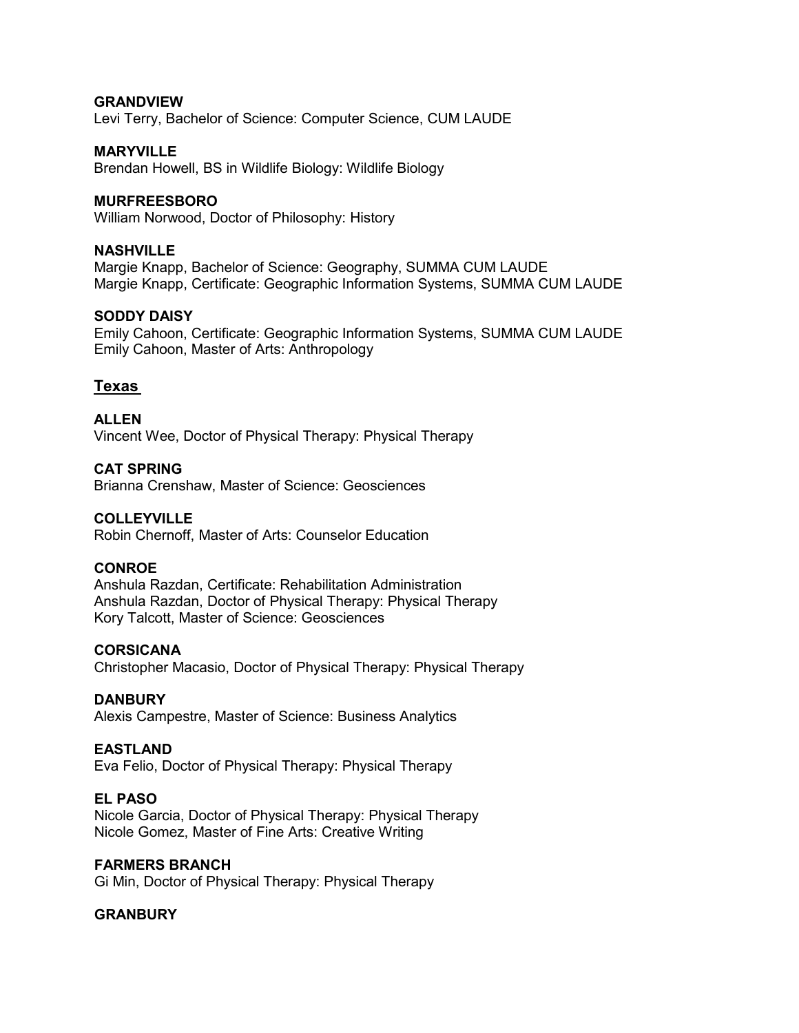**GRANDVIEW**
Levi Terry, Bachelor of Science: Computer Science, CUM LAUDE

**MARYVILLE**
Brendan Howell, BS in Wildlife Biology: Wildlife Biology

**MURFREESBORO**
William Norwood, Doctor of Philosophy: History

**NASHVILLE**
Margie Knapp, Bachelor of Science: Geography, SUMMA CUM LAUDE
Margie Knapp, Certificate: Geographic Information Systems, SUMMA CUM LAUDE

**SODDY DAISY**
Emily Cahoon, Certificate: Geographic Information Systems, SUMMA CUM LAUDE
Emily Cahoon, Master of Arts: Anthropology

## Texas

**ALLEN**
Vincent Wee, Doctor of Physical Therapy: Physical Therapy

**CAT SPRING**
Brianna Crenshaw, Master of Science: Geosciences

**COLLEYVILLE**
Robin Chernoff, Master of Arts: Counselor Education

**CONROE**
Anshula Razdan, Certificate: Rehabilitation Administration
Anshula Razdan, Doctor of Physical Therapy: Physical Therapy
Kory Talcott, Master of Science: Geosciences

**CORSICANA**
Christopher Macasio, Doctor of Physical Therapy: Physical Therapy

**DANBURY**
Alexis Campestre, Master of Science: Business Analytics

**EASTLAND**
Eva Felio, Doctor of Physical Therapy: Physical Therapy

**EL PASO**
Nicole Garcia, Doctor of Physical Therapy: Physical Therapy
Nicole Gomez, Master of Fine Arts: Creative Writing

**FARMERS BRANCH**
Gi Min, Doctor of Physical Therapy: Physical Therapy

**GRANBURY**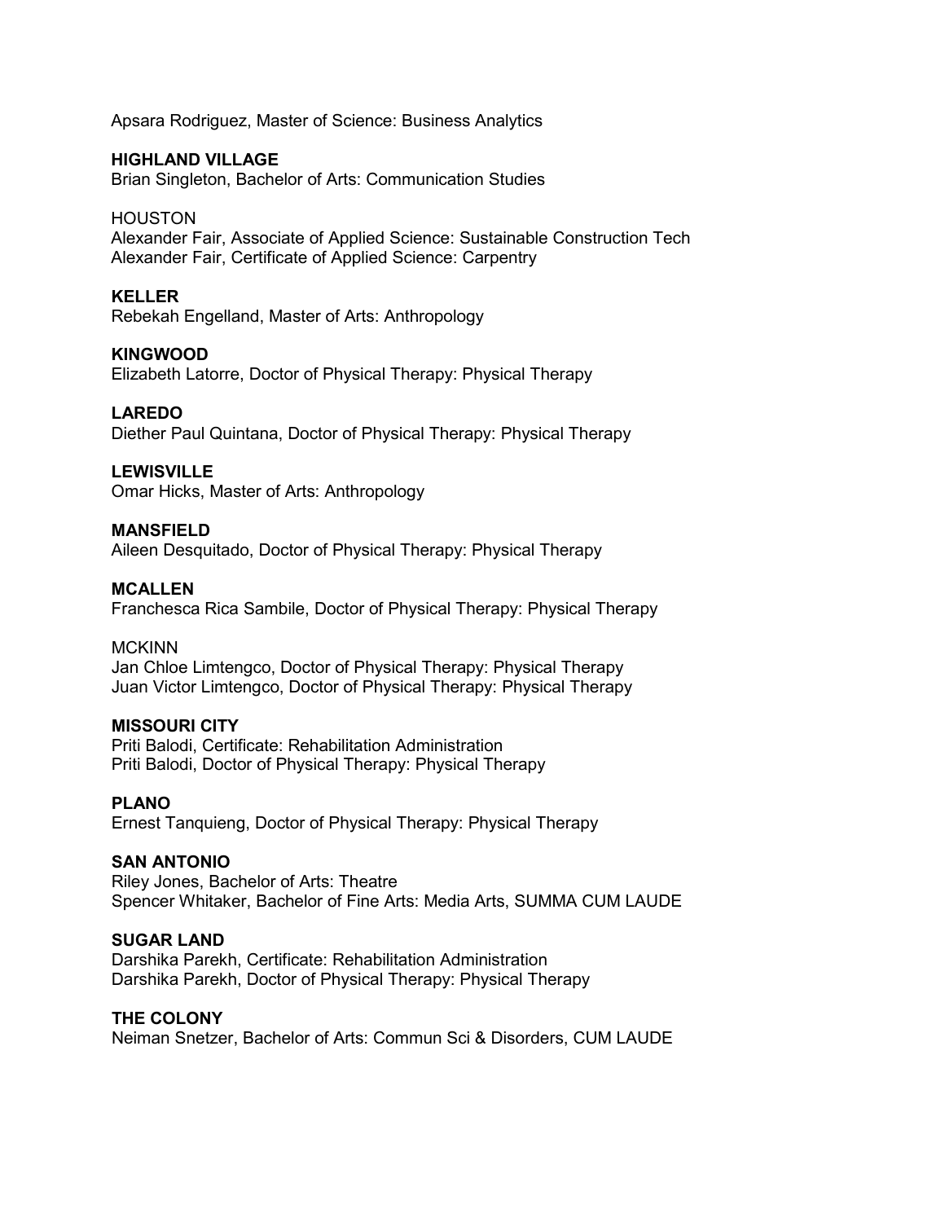Apsara Rodriguez, Master of Science: Business Analytics

**HIGHLAND VILLAGE**
Brian Singleton, Bachelor of Arts: Communication Studies

HOUSTON
Alexander Fair, Associate of Applied Science: Sustainable Construction Tech
Alexander Fair, Certificate of Applied Science: Carpentry

**KELLER**
Rebekah Engelland, Master of Arts: Anthropology

**KINGWOOD**
Elizabeth Latorre, Doctor of Physical Therapy: Physical Therapy

**LAREDO**
Diether Paul Quintana, Doctor of Physical Therapy: Physical Therapy

**LEWISVILLE**
Omar Hicks, Master of Arts: Anthropology

**MANSFIELD**
Aileen Desquitado, Doctor of Physical Therapy: Physical Therapy

**MCALLEN**
Franchesca Rica Sambile, Doctor of Physical Therapy: Physical Therapy

MCKINN
Jan Chloe Limtengco, Doctor of Physical Therapy: Physical Therapy
Juan Victor Limtengco, Doctor of Physical Therapy: Physical Therapy

**MISSOURI CITY**
Priti Balodi, Certificate: Rehabilitation Administration
Priti Balodi, Doctor of Physical Therapy: Physical Therapy

**PLANO**
Ernest Tanquieng, Doctor of Physical Therapy: Physical Therapy

**SAN ANTONIO**
Riley Jones, Bachelor of Arts: Theatre
Spencer Whitaker, Bachelor of Fine Arts: Media Arts, SUMMA CUM LAUDE

**SUGAR LAND**
Darshika Parekh, Certificate: Rehabilitation Administration
Darshika Parekh, Doctor of Physical Therapy: Physical Therapy

**THE COLONY**
Neiman Snetzer, Bachelor of Arts: Commun Sci & Disorders, CUM LAUDE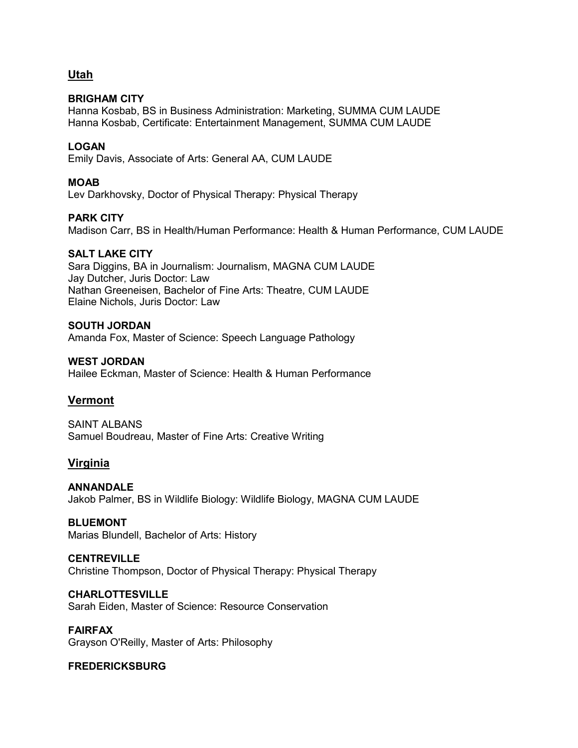## Utah

**BRIGHAM CITY**
Hanna Kosbab, BS in Business Administration: Marketing, SUMMA CUM LAUDE
Hanna Kosbab, Certificate: Entertainment Management, SUMMA CUM LAUDE

**LOGAN**
Emily Davis, Associate of Arts: General AA, CUM LAUDE

**MOAB**
Lev Darkhovsky, Doctor of Physical Therapy: Physical Therapy

**PARK CITY**
Madison Carr, BS in Health/Human Performance: Health & Human Performance, CUM LAUDE

**SALT LAKE CITY**
Sara Diggins, BA in Journalism: Journalism, MAGNA CUM LAUDE
Jay Dutcher, Juris Doctor: Law
Nathan Greeneisen, Bachelor of Fine Arts: Theatre, CUM LAUDE
Elaine Nichols, Juris Doctor: Law

**SOUTH JORDAN**
Amanda Fox, Master of Science: Speech Language Pathology

**WEST JORDAN**
Hailee Eckman, Master of Science: Health & Human Performance

## Vermont

SAINT ALBANS
Samuel Boudreau, Master of Fine Arts: Creative Writing

## Virginia

**ANNANDALE**
Jakob Palmer, BS in Wildlife Biology: Wildlife Biology, MAGNA CUM LAUDE

**BLUEMONT**
Marias Blundell, Bachelor of Arts: History

**CENTREVILLE**
Christine Thompson, Doctor of Physical Therapy: Physical Therapy

**CHARLOTTESVILLE**
Sarah Eiden, Master of Science: Resource Conservation

**FAIRFAX**
Grayson O'Reilly, Master of Arts: Philosophy

**FREDERICKSBURG**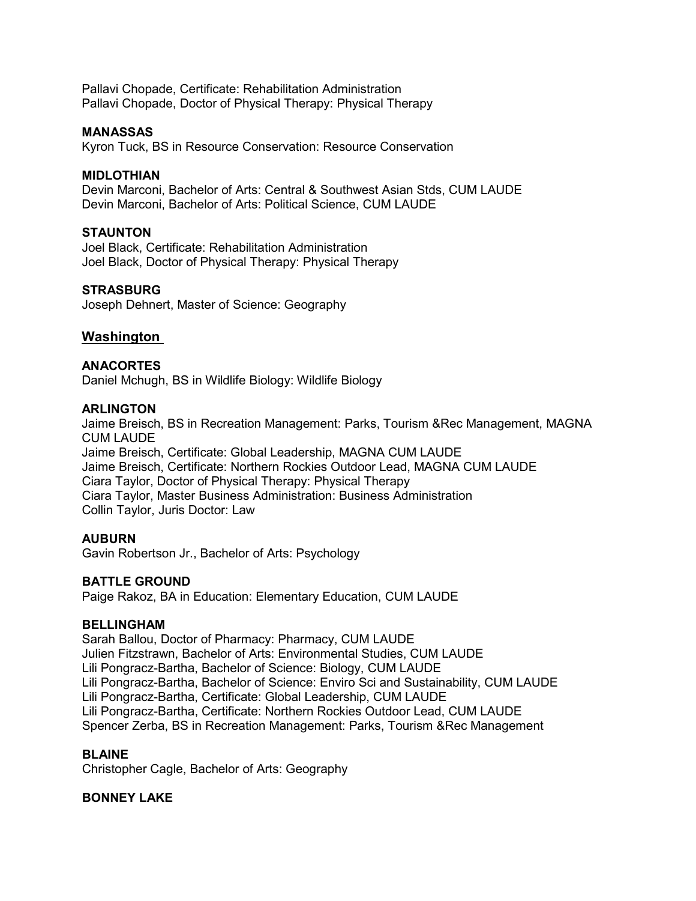Pallavi Chopade, Certificate: Rehabilitation Administration
Pallavi Chopade, Doctor of Physical Therapy: Physical Therapy

**MANASSAS**
Kyron Tuck, BS in Resource Conservation: Resource Conservation

**MIDLOTHIAN**
Devin Marconi, Bachelor of Arts: Central & Southwest Asian Stds, CUM LAUDE
Devin Marconi, Bachelor of Arts: Political Science, CUM LAUDE

**STAUNTON**
Joel Black, Certificate: Rehabilitation Administration
Joel Black, Doctor of Physical Therapy: Physical Therapy

**STRASBURG**
Joseph Dehnert, Master of Science: Geography

## Washington

**ANACORTES**
Daniel Mchugh, BS in Wildlife Biology: Wildlife Biology

**ARLINGTON**
Jaime Breisch, BS in Recreation Management: Parks, Tourism &Rec Management, MAGNA CUM LAUDE
Jaime Breisch, Certificate: Global Leadership, MAGNA CUM LAUDE
Jaime Breisch, Certificate: Northern Rockies Outdoor Lead, MAGNA CUM LAUDE
Ciara Taylor, Doctor of Physical Therapy: Physical Therapy
Ciara Taylor, Master Business Administration: Business Administration
Collin Taylor, Juris Doctor: Law

**AUBURN**
Gavin Robertson Jr., Bachelor of Arts: Psychology

**BATTLE GROUND**
Paige Rakoz, BA in Education: Elementary Education, CUM LAUDE

**BELLINGHAM**
Sarah Ballou, Doctor of Pharmacy: Pharmacy, CUM LAUDE
Julien Fitzstrawn, Bachelor of Arts: Environmental Studies, CUM LAUDE
Lili Pongracz-Bartha, Bachelor of Science: Biology, CUM LAUDE
Lili Pongracz-Bartha, Bachelor of Science: Enviro Sci and Sustainability, CUM LAUDE
Lili Pongracz-Bartha, Certificate: Global Leadership, CUM LAUDE
Lili Pongracz-Bartha, Certificate: Northern Rockies Outdoor Lead, CUM LAUDE
Spencer Zerba, BS in Recreation Management: Parks, Tourism &Rec Management

**BLAINE**
Christopher Cagle, Bachelor of Arts: Geography

**BONNEY LAKE**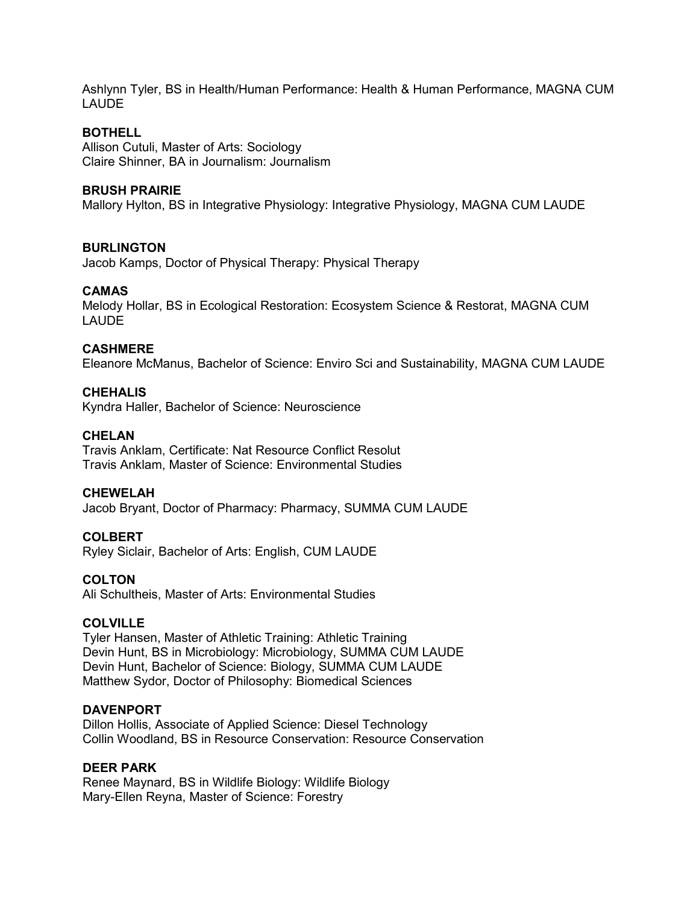Ashlynn Tyler, BS in Health/Human Performance: Health & Human Performance, MAGNA CUM LAUDE

**BOTHELL**
Allison Cutuli, Master of Arts: Sociology
Claire Shinner, BA in Journalism: Journalism

**BRUSH PRAIRIE**
Mallory Hylton, BS in Integrative Physiology: Integrative Physiology, MAGNA CUM LAUDE

**BURLINGTON**
Jacob Kamps, Doctor of Physical Therapy: Physical Therapy

**CAMAS**
Melody Hollar, BS in Ecological Restoration: Ecosystem Science & Restorat, MAGNA CUM LAUDE

**CASHMERE**
Eleanore McManus, Bachelor of Science: Enviro Sci and Sustainability, MAGNA CUM LAUDE

**CHEHALIS**
Kyndra Haller, Bachelor of Science: Neuroscience

**CHELAN**
Travis Anklam, Certificate: Nat Resource Conflict Resolut
Travis Anklam, Master of Science: Environmental Studies

**CHEWELAH**
Jacob Bryant, Doctor of Pharmacy: Pharmacy, SUMMA CUM LAUDE

**COLBERT**
Ryley Siclair, Bachelor of Arts: English, CUM LAUDE

**COLTON**
Ali Schultheis, Master of Arts: Environmental Studies

**COLVILLE**
Tyler Hansen, Master of Athletic Training: Athletic Training
Devin Hunt, BS in Microbiology: Microbiology, SUMMA CUM LAUDE
Devin Hunt, Bachelor of Science: Biology, SUMMA CUM LAUDE
Matthew Sydor, Doctor of Philosophy: Biomedical Sciences

**DAVENPORT**
Dillon Hollis, Associate of Applied Science: Diesel Technology
Collin Woodland, BS in Resource Conservation: Resource Conservation

**DEER PARK**
Renee Maynard, BS in Wildlife Biology: Wildlife Biology
Mary-Ellen Reyna, Master of Science: Forestry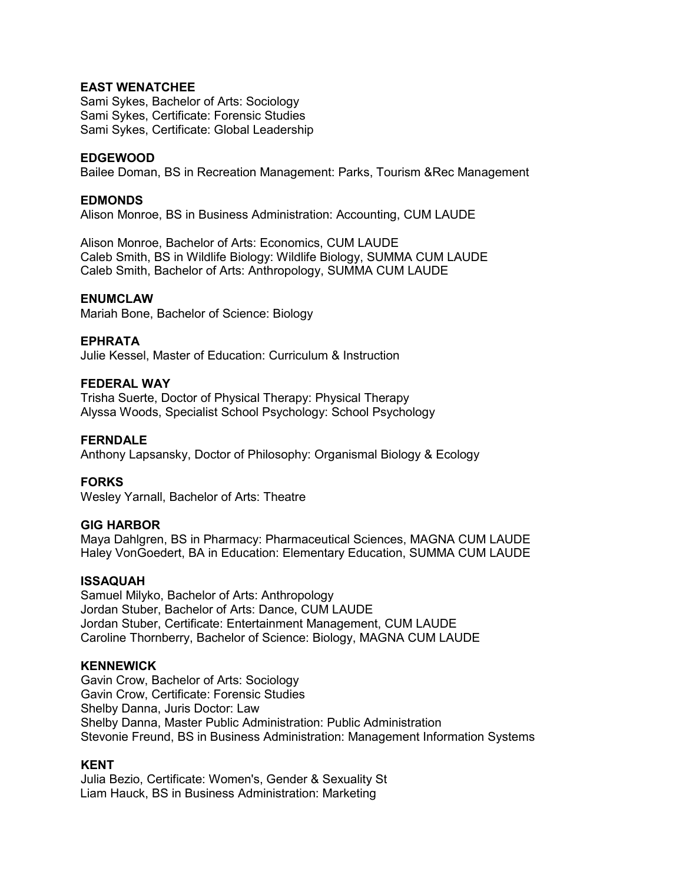**EAST WENATCHEE**
Sami Sykes, Bachelor of Arts: Sociology
Sami Sykes, Certificate: Forensic Studies
Sami Sykes, Certificate: Global Leadership

**EDGEWOOD**
Bailee Doman, BS in Recreation Management: Parks, Tourism &Rec Management

**EDMONDS**
Alison Monroe, BS in Business Administration: Accounting, CUM LAUDE

Alison Monroe, Bachelor of Arts: Economics, CUM LAUDE
Caleb Smith, BS in Wildlife Biology: Wildlife Biology, SUMMA CUM LAUDE
Caleb Smith, Bachelor of Arts: Anthropology, SUMMA CUM LAUDE

**ENUMCLAW**
Mariah Bone, Bachelor of Science: Biology

**EPHRATA**
Julie Kessel, Master of Education: Curriculum & Instruction

**FEDERAL WAY**
Trisha Suerte, Doctor of Physical Therapy: Physical Therapy
Alyssa Woods, Specialist School Psychology: School Psychology

**FERNDALE**
Anthony Lapsansky, Doctor of Philosophy: Organismal Biology & Ecology

**FORKS**
Wesley Yarnall, Bachelor of Arts: Theatre

**GIG HARBOR**
Maya Dahlgren, BS in Pharmacy: Pharmaceutical Sciences, MAGNA CUM LAUDE
Haley VonGoedert, BA in Education: Elementary Education, SUMMA CUM LAUDE

**ISSAQUAH**
Samuel Milyko, Bachelor of Arts: Anthropology
Jordan Stuber, Bachelor of Arts: Dance, CUM LAUDE
Jordan Stuber, Certificate: Entertainment Management, CUM LAUDE
Caroline Thornberry, Bachelor of Science: Biology, MAGNA CUM LAUDE

**KENNEWICK**
Gavin Crow, Bachelor of Arts: Sociology
Gavin Crow, Certificate: Forensic Studies
Shelby Danna, Juris Doctor: Law
Shelby Danna, Master Public Administration: Public Administration
Stevonie Freund, BS in Business Administration: Management Information Systems

**KENT**
Julia Bezio, Certificate: Women's, Gender & Sexuality St
Liam Hauck, BS in Business Administration: Marketing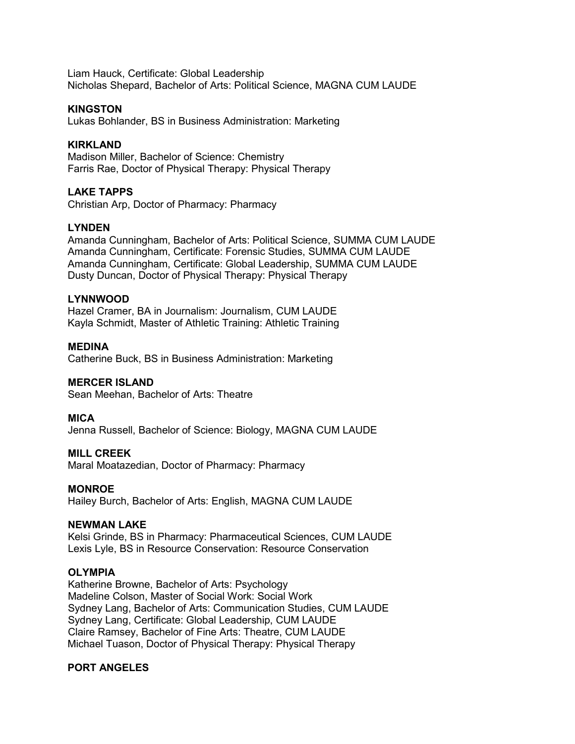Liam Hauck, Certificate: Global Leadership
Nicholas Shepard, Bachelor of Arts: Political Science, MAGNA CUM LAUDE

**KINGSTON**
Lukas Bohlander, BS in Business Administration: Marketing

**KIRKLAND**
Madison Miller, Bachelor of Science: Chemistry
Farris Rae, Doctor of Physical Therapy: Physical Therapy

**LAKE TAPPS**
Christian Arp, Doctor of Pharmacy: Pharmacy

**LYNDEN**
Amanda Cunningham, Bachelor of Arts: Political Science, SUMMA CUM LAUDE
Amanda Cunningham, Certificate: Forensic Studies, SUMMA CUM LAUDE
Amanda Cunningham, Certificate: Global Leadership, SUMMA CUM LAUDE
Dusty Duncan, Doctor of Physical Therapy: Physical Therapy

**LYNNWOOD**
Hazel Cramer, BA in Journalism: Journalism, CUM LAUDE
Kayla Schmidt, Master of Athletic Training: Athletic Training

**MEDINA**
Catherine Buck, BS in Business Administration: Marketing

**MERCER ISLAND**
Sean Meehan, Bachelor of Arts: Theatre

**MICA**
Jenna Russell, Bachelor of Science: Biology, MAGNA CUM LAUDE

**MILL CREEK**
Maral Moatazedian, Doctor of Pharmacy: Pharmacy

**MONROE**
Hailey Burch, Bachelor of Arts: English, MAGNA CUM LAUDE

**NEWMAN LAKE**
Kelsi Grinde, BS in Pharmacy: Pharmaceutical Sciences, CUM LAUDE
Lexis Lyle, BS in Resource Conservation: Resource Conservation

**OLYMPIA**
Katherine Browne, Bachelor of Arts: Psychology
Madeline Colson, Master of Social Work: Social Work
Sydney Lang, Bachelor of Arts: Communication Studies, CUM LAUDE
Sydney Lang, Certificate: Global Leadership, CUM LAUDE
Claire Ramsey, Bachelor of Fine Arts: Theatre, CUM LAUDE
Michael Tuason, Doctor of Physical Therapy: Physical Therapy

**PORT ANGELES**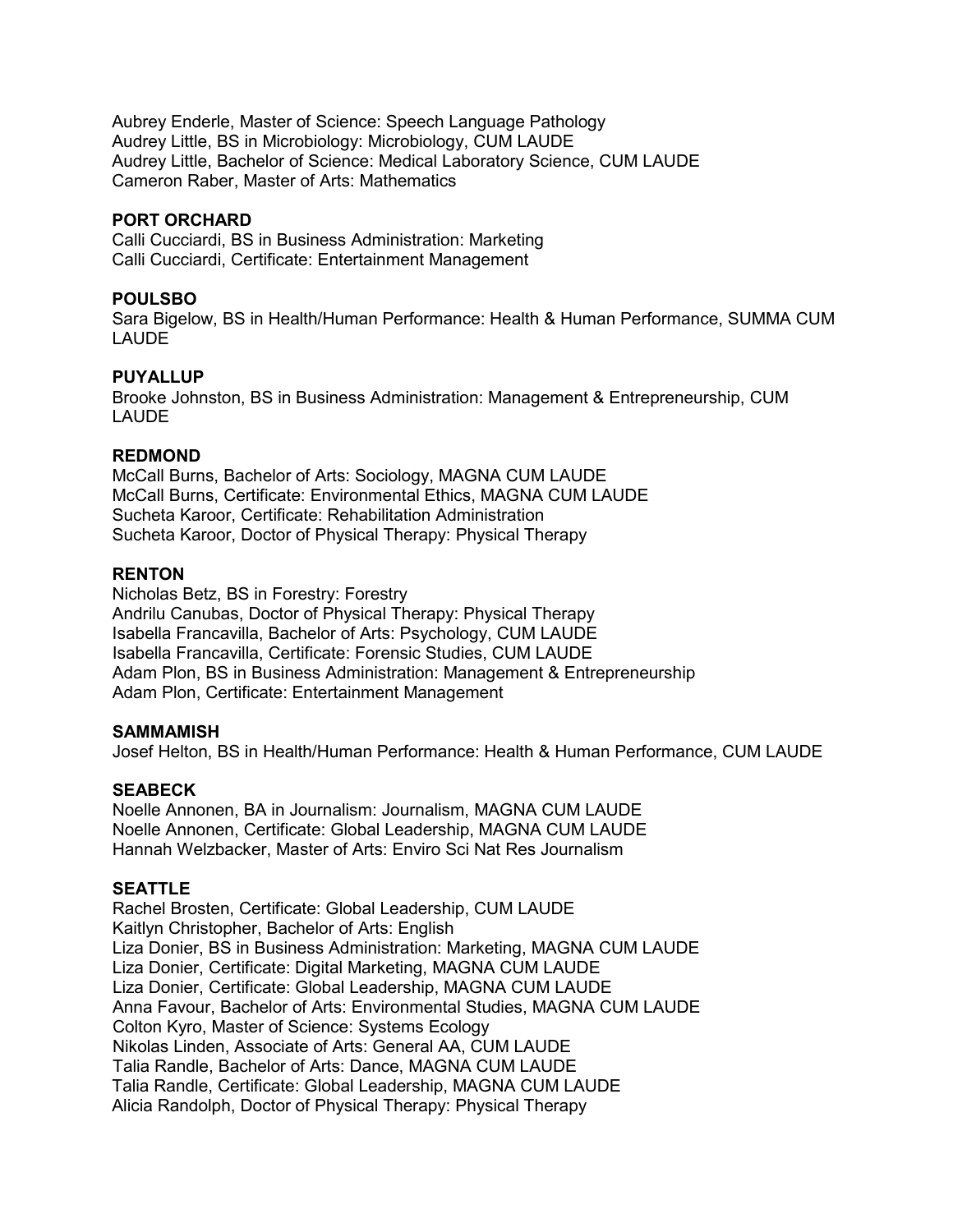Aubrey Enderle, Master of Science: Speech Language Pathology
Audrey Little, BS in Microbiology: Microbiology, CUM LAUDE
Audrey Little, Bachelor of Science: Medical Laboratory Science, CUM LAUDE
Cameron Raber, Master of Arts: Mathematics

**PORT ORCHARD**
Calli Cucciardi, BS in Business Administration: Marketing
Calli Cucciardi, Certificate: Entertainment Management

**POULSBO**
Sara Bigelow, BS in Health/Human Performance: Health & Human Performance, SUMMA CUM LAUDE

**PUYALLUP**
Brooke Johnston, BS in Business Administration: Management & Entrepreneurship, CUM LAUDE

**REDMOND**
McCall Burns, Bachelor of Arts: Sociology, MAGNA CUM LAUDE
McCall Burns, Certificate: Environmental Ethics, MAGNA CUM LAUDE
Sucheta Karoor, Certificate: Rehabilitation Administration
Sucheta Karoor, Doctor of Physical Therapy: Physical Therapy

**RENTON**
Nicholas Betz, BS in Forestry: Forestry
Andrilu Canubas, Doctor of Physical Therapy: Physical Therapy
Isabella Francavilla, Bachelor of Arts: Psychology, CUM LAUDE
Isabella Francavilla, Certificate: Forensic Studies, CUM LAUDE
Adam Plon, BS in Business Administration: Management & Entrepreneurship
Adam Plon, Certificate: Entertainment Management

**SAMMAMISH**
Josef Helton, BS in Health/Human Performance: Health & Human Performance, CUM LAUDE

**SEABECK**
Noelle Annonen, BA in Journalism: Journalism, MAGNA CUM LAUDE
Noelle Annonen, Certificate: Global Leadership, MAGNA CUM LAUDE
Hannah Welzbacker, Master of Arts: Enviro Sci Nat Res Journalism

**SEATTLE**
Rachel Brosten, Certificate: Global Leadership, CUM LAUDE
Kaitlyn Christopher, Bachelor of Arts: English
Liza Donier, BS in Business Administration: Marketing, MAGNA CUM LAUDE
Liza Donier, Certificate: Digital Marketing, MAGNA CUM LAUDE
Liza Donier, Certificate: Global Leadership, MAGNA CUM LAUDE
Anna Favour, Bachelor of Arts: Environmental Studies, MAGNA CUM LAUDE
Colton Kyro, Master of Science: Systems Ecology
Nikolas Linden, Associate of Arts: General AA, CUM LAUDE
Talia Randle, Bachelor of Arts: Dance, MAGNA CUM LAUDE
Talia Randle, Certificate: Global Leadership, MAGNA CUM LAUDE
Alicia Randolph, Doctor of Physical Therapy: Physical Therapy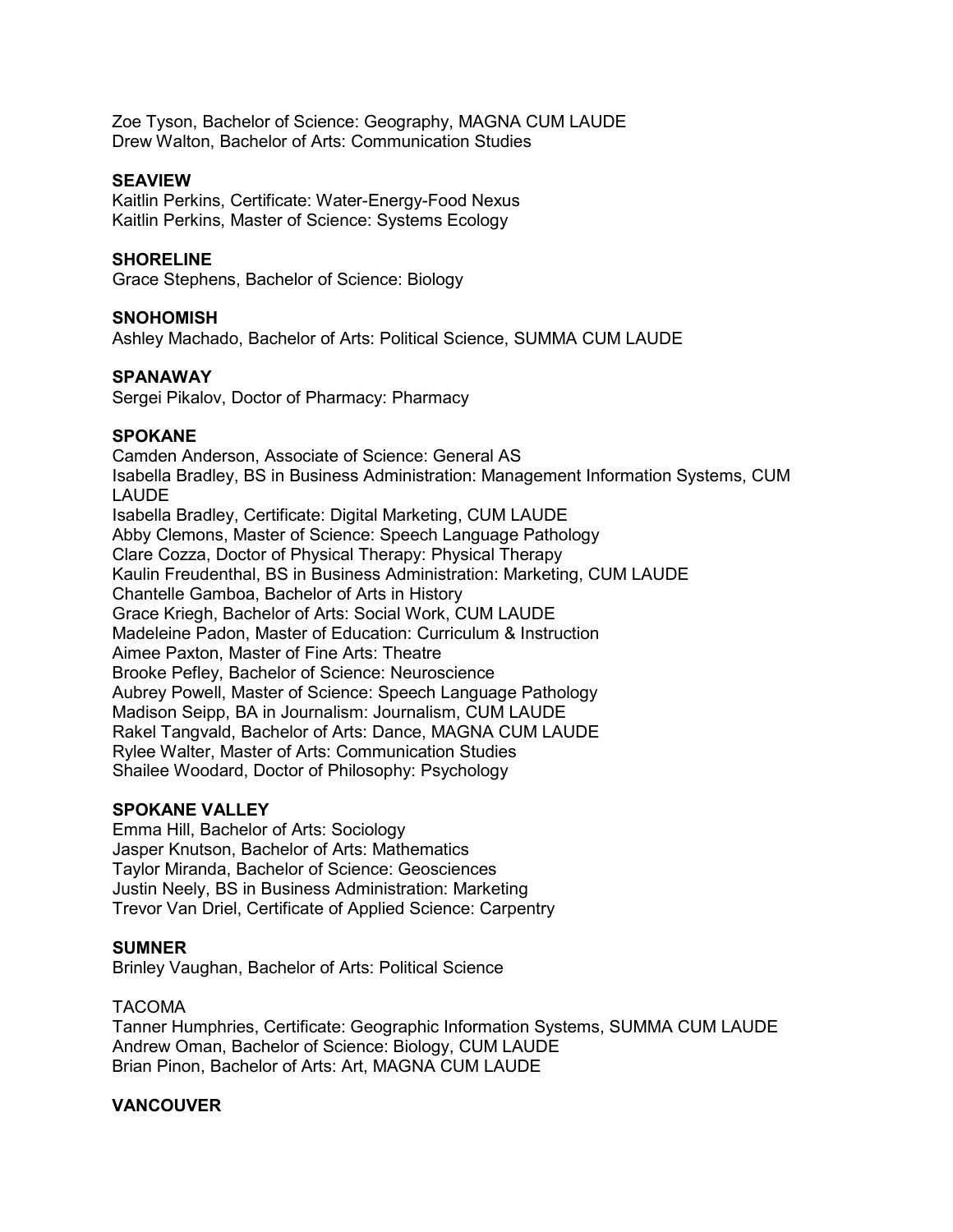Zoe Tyson, Bachelor of Science: Geography, MAGNA CUM LAUDE
Drew Walton, Bachelor of Arts: Communication Studies

**SEAVIEW**
Kaitlin Perkins, Certificate: Water-Energy-Food Nexus
Kaitlin Perkins, Master of Science: Systems Ecology

**SHORELINE**
Grace Stephens, Bachelor of Science: Biology

**SNOHOMISH**
Ashley Machado, Bachelor of Arts: Political Science, SUMMA CUM LAUDE

**SPANAWAY**
Sergei Pikalov, Doctor of Pharmacy: Pharmacy

**SPOKANE**
Camden Anderson, Associate of Science: General AS
Isabella Bradley, BS in Business Administration: Management Information Systems, CUM LAUDE
Isabella Bradley, Certificate: Digital Marketing, CUM LAUDE
Abby Clemons, Master of Science: Speech Language Pathology
Clare Cozza, Doctor of Physical Therapy: Physical Therapy
Kaulin Freudenthal, BS in Business Administration: Marketing, CUM LAUDE
Chantelle Gamboa, Bachelor of Arts in History
Grace Kriegh, Bachelor of Arts: Social Work, CUM LAUDE
Madeleine Padon, Master of Education: Curriculum & Instruction
Aimee Paxton, Master of Fine Arts: Theatre
Brooke Pefley, Bachelor of Science: Neuroscience
Aubrey Powell, Master of Science: Speech Language Pathology
Madison Seipp, BA in Journalism: Journalism, CUM LAUDE
Rakel Tangvald, Bachelor of Arts: Dance, MAGNA CUM LAUDE
Rylee Walter, Master of Arts: Communication Studies
Shailee Woodard, Doctor of Philosophy: Psychology

**SPOKANE VALLEY**
Emma Hill, Bachelor of Arts: Sociology
Jasper Knutson, Bachelor of Arts: Mathematics
Taylor Miranda, Bachelor of Science: Geosciences
Justin Neely, BS in Business Administration: Marketing
Trevor Van Driel, Certificate of Applied Science: Carpentry

**SUMNER**
Brinley Vaughan, Bachelor of Arts: Political Science

TACOMA
Tanner Humphries, Certificate: Geographic Information Systems, SUMMA CUM LAUDE
Andrew Oman, Bachelor of Science: Biology, CUM LAUDE
Brian Pinon, Bachelor of Arts: Art, MAGNA CUM LAUDE

**VANCOUVER**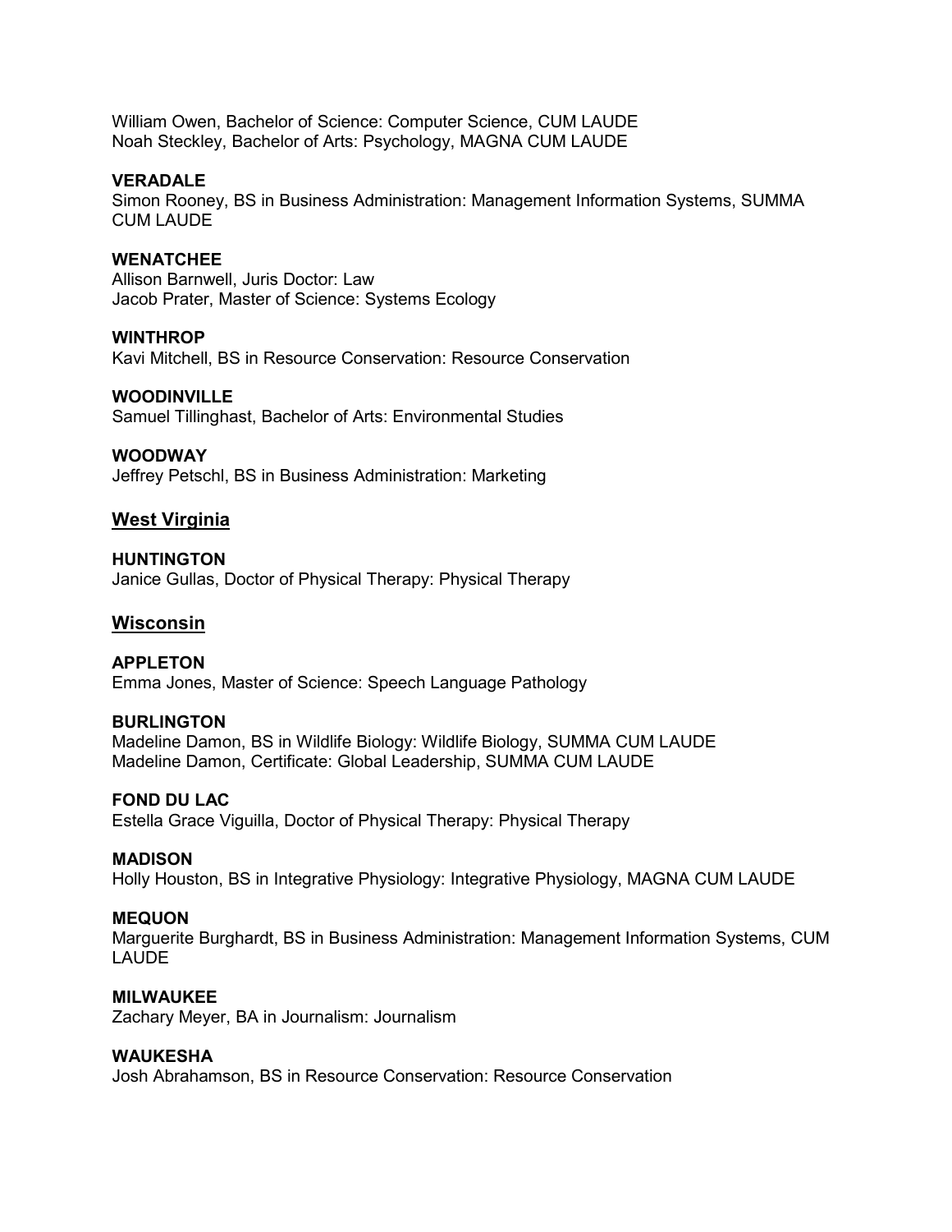William Owen, Bachelor of Science: Computer Science, CUM LAUDE
Noah Steckley, Bachelor of Arts: Psychology, MAGNA CUM LAUDE

**VERADALE**
Simon Rooney, BS in Business Administration: Management Information Systems, SUMMA CUM LAUDE

**WENATCHEE**
Allison Barnwell, Juris Doctor: Law
Jacob Prater, Master of Science: Systems Ecology

**WINTHROP**
Kavi Mitchell, BS in Resource Conservation: Resource Conservation

**WOODINVILLE**
Samuel Tillinghast, Bachelor of Arts: Environmental Studies

**WOODWAY**
Jeffrey Petschl, BS in Business Administration: Marketing

## West Virginia

**HUNTINGTON**
Janice Gullas, Doctor of Physical Therapy: Physical Therapy

## Wisconsin

**APPLETON**
Emma Jones, Master of Science: Speech Language Pathology

**BURLINGTON**
Madeline Damon, BS in Wildlife Biology: Wildlife Biology, SUMMA CUM LAUDE
Madeline Damon, Certificate: Global Leadership, SUMMA CUM LAUDE

**FOND DU LAC**
Estella Grace Viguilla, Doctor of Physical Therapy: Physical Therapy

**MADISON**
Holly Houston, BS in Integrative Physiology: Integrative Physiology, MAGNA CUM LAUDE

**MEQUON**
Marguerite Burghardt, BS in Business Administration: Management Information Systems, CUM LAUDE

**MILWAUKEE**
Zachary Meyer, BA in Journalism: Journalism

**WAUKESHA**
Josh Abrahamson, BS in Resource Conservation: Resource Conservation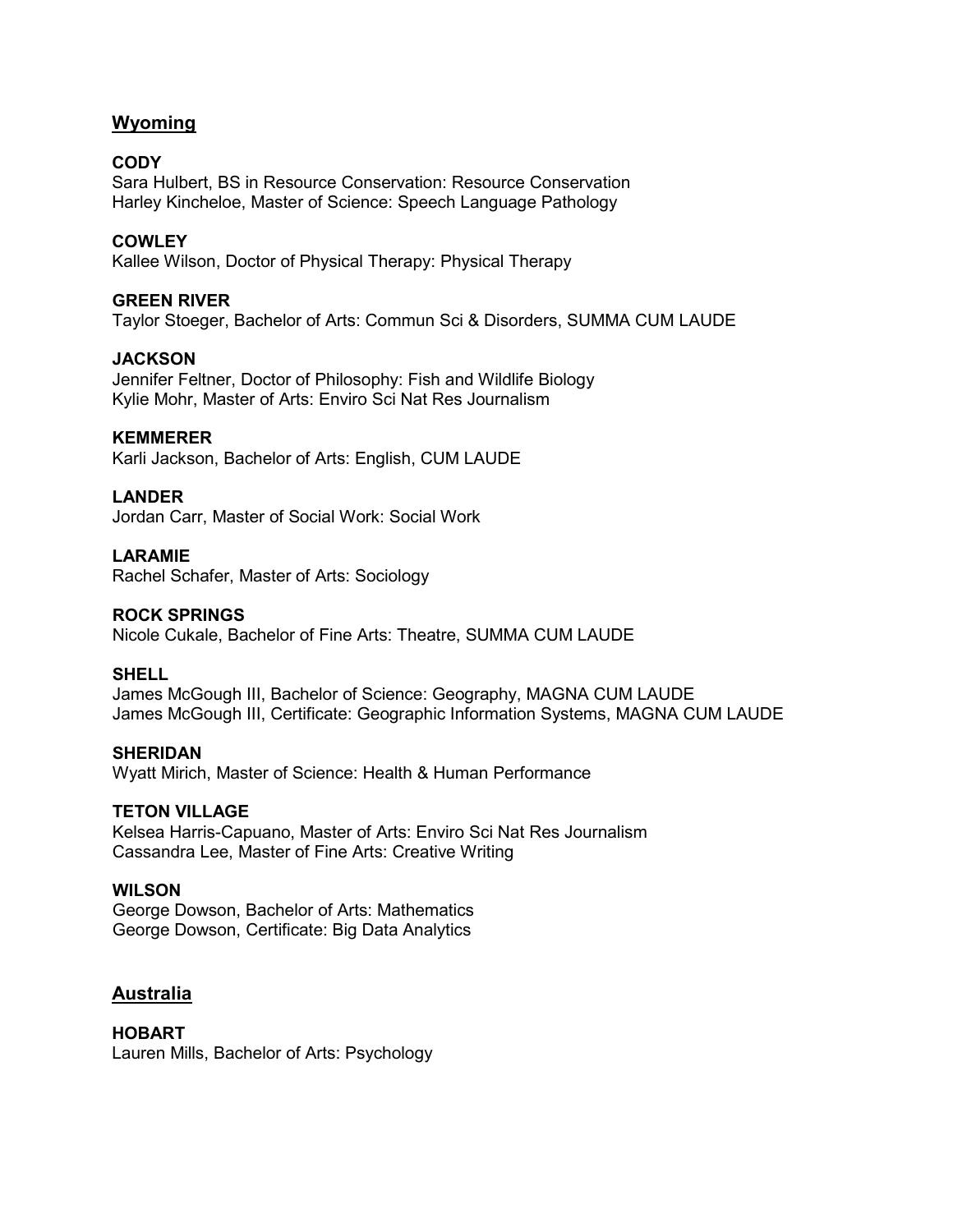## Wyoming

**CODY**
Sara Hulbert, BS in Resource Conservation: Resource Conservation
Harley Kincheloe, Master of Science: Speech Language Pathology

**COWLEY**
Kallee Wilson, Doctor of Physical Therapy: Physical Therapy

**GREEN RIVER**
Taylor Stoeger, Bachelor of Arts: Commun Sci & Disorders, SUMMA CUM LAUDE

**JACKSON**
Jennifer Feltner, Doctor of Philosophy: Fish and Wildlife Biology
Kylie Mohr, Master of Arts: Enviro Sci Nat Res Journalism

**KEMMERER**
Karli Jackson, Bachelor of Arts: English, CUM LAUDE

**LANDER**
Jordan Carr, Master of Social Work: Social Work

**LARAMIE**
Rachel Schafer, Master of Arts: Sociology

**ROCK SPRINGS**
Nicole Cukale, Bachelor of Fine Arts: Theatre, SUMMA CUM LAUDE

**SHELL**
James McGough III, Bachelor of Science: Geography, MAGNA CUM LAUDE
James McGough III, Certificate: Geographic Information Systems, MAGNA CUM LAUDE

**SHERIDAN**
Wyatt Mirich, Master of Science: Health & Human Performance

**TETON VILLAGE**
Kelsea Harris-Capuano, Master of Arts: Enviro Sci Nat Res Journalism
Cassandra Lee, Master of Fine Arts: Creative Writing

**WILSON**
George Dowson, Bachelor of Arts: Mathematics
George Dowson, Certificate: Big Data Analytics

## Australia

**HOBART**
Lauren Mills, Bachelor of Arts: Psychology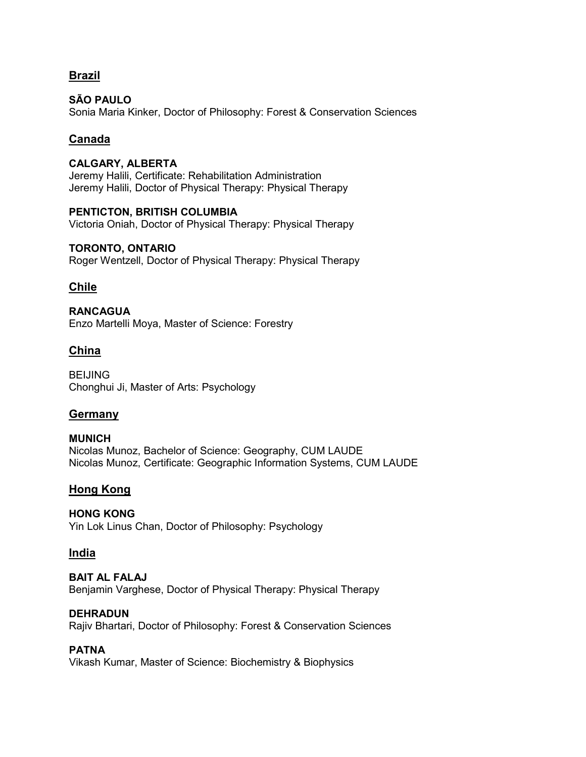## Brazil

**SÃO PAULO**
Sonia Maria Kinker, Doctor of Philosophy: Forest & Conservation Sciences

## Canada

**CALGARY, ALBERTA**
Jeremy Halili, Certificate: Rehabilitation Administration
Jeremy Halili, Doctor of Physical Therapy: Physical Therapy

**PENTICTON, BRITISH COLUMBIA**
Victoria Oniah, Doctor of Physical Therapy: Physical Therapy

**TORONTO, ONTARIO**
Roger Wentzell, Doctor of Physical Therapy: Physical Therapy

## Chile

**RANCAGUA**
Enzo Martelli Moya, Master of Science: Forestry

## China

BEIJING
Chonghui Ji, Master of Arts: Psychology

## Germany

**MUNICH**
Nicolas Munoz, Bachelor of Science: Geography, CUM LAUDE
Nicolas Munoz, Certificate: Geographic Information Systems, CUM LAUDE

## Hong Kong

**HONG KONG**
Yin Lok Linus Chan, Doctor of Philosophy: Psychology

## India

**BAIT AL FALAJ**
Benjamin Varghese, Doctor of Physical Therapy: Physical Therapy

**DEHRADUN**
Rajiv Bhartari, Doctor of Philosophy: Forest & Conservation Sciences

**PATNA**
Vikash Kumar, Master of Science: Biochemistry & Biophysics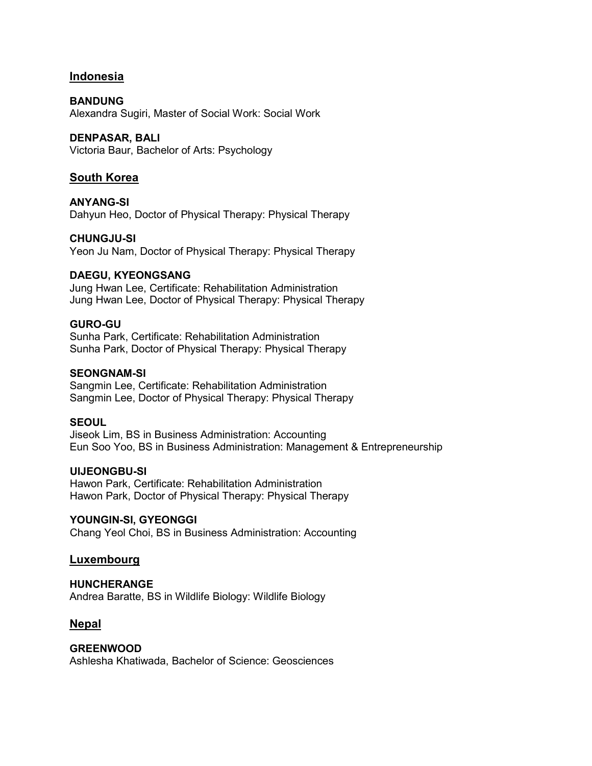## Indonesia

**BANDUNG**
Alexandra Sugiri, Master of Social Work: Social Work

**DENPASAR, BALI**
Victoria Baur, Bachelor of Arts: Psychology

## South Korea

**ANYANG-SI**
Dahyun Heo, Doctor of Physical Therapy: Physical Therapy

**CHUNGJU-SI**
Yeon Ju Nam, Doctor of Physical Therapy: Physical Therapy

**DAEGU, KYEONGSANG**
Jung Hwan Lee, Certificate: Rehabilitation Administration
Jung Hwan Lee, Doctor of Physical Therapy: Physical Therapy

**GURO-GU**
Sunha Park, Certificate: Rehabilitation Administration
Sunha Park, Doctor of Physical Therapy: Physical Therapy

**SEONGNAM-SI**
Sangmin Lee, Certificate: Rehabilitation Administration
Sangmin Lee, Doctor of Physical Therapy: Physical Therapy

**SEOUL**
Jiseok Lim, BS in Business Administration: Accounting
Eun Soo Yoo, BS in Business Administration: Management & Entrepreneurship

**UIJEONGBU-SI**
Hawon Park, Certificate: Rehabilitation Administration
Hawon Park, Doctor of Physical Therapy: Physical Therapy

**YOUNGIN-SI, GYEONGGI**
Chang Yeol Choi, BS in Business Administration: Accounting

## Luxembourg

**HUNCHERANGE**
Andrea Baratte, BS in Wildlife Biology: Wildlife Biology

## Nepal

**GREENWOOD**
Ashlesha Khatiwada, Bachelor of Science: Geosciences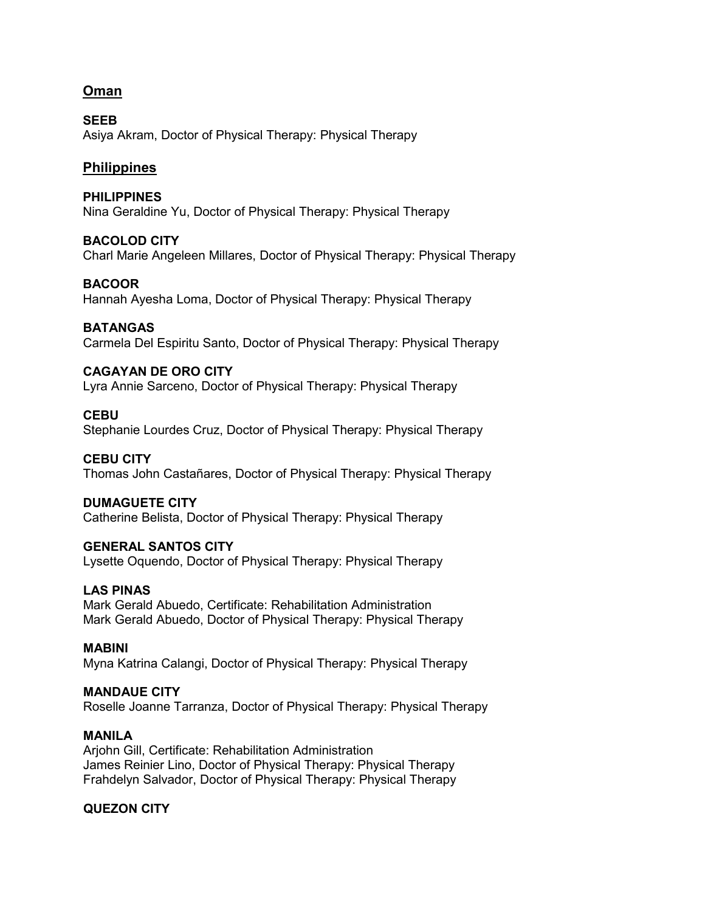## Oman

**SEEB**
Asiya Akram, Doctor of Physical Therapy: Physical Therapy

## Philippines

**PHILIPPINES**
Nina Geraldine Yu, Doctor of Physical Therapy: Physical Therapy

**BACOLOD CITY**
Charl Marie Angeleen Millares, Doctor of Physical Therapy: Physical Therapy

**BACOOR**
Hannah Ayesha Loma, Doctor of Physical Therapy: Physical Therapy

**BATANGAS**
Carmela Del Espiritu Santo, Doctor of Physical Therapy: Physical Therapy

**CAGAYAN DE ORO CITY**
Lyra Annie Sarceno, Doctor of Physical Therapy: Physical Therapy

**CEBU**
Stephanie Lourdes Cruz, Doctor of Physical Therapy: Physical Therapy

**CEBU CITY**
Thomas John Castañares, Doctor of Physical Therapy: Physical Therapy

**DUMAGUETE CITY**
Catherine Belista, Doctor of Physical Therapy: Physical Therapy

**GENERAL SANTOS CITY**
Lysette Oquendo, Doctor of Physical Therapy: Physical Therapy

**LAS PINAS**
Mark Gerald Abuedo, Certificate: Rehabilitation Administration
Mark Gerald Abuedo, Doctor of Physical Therapy: Physical Therapy

**MABINI**
Myna Katrina Calangi, Doctor of Physical Therapy: Physical Therapy

**MANDAUE CITY**
Roselle Joanne Tarranza, Doctor of Physical Therapy: Physical Therapy

**MANILA**
Arjohn Gill, Certificate: Rehabilitation Administration
James Reinier Lino, Doctor of Physical Therapy: Physical Therapy
Frahdelyn Salvador, Doctor of Physical Therapy: Physical Therapy

**QUEZON CITY**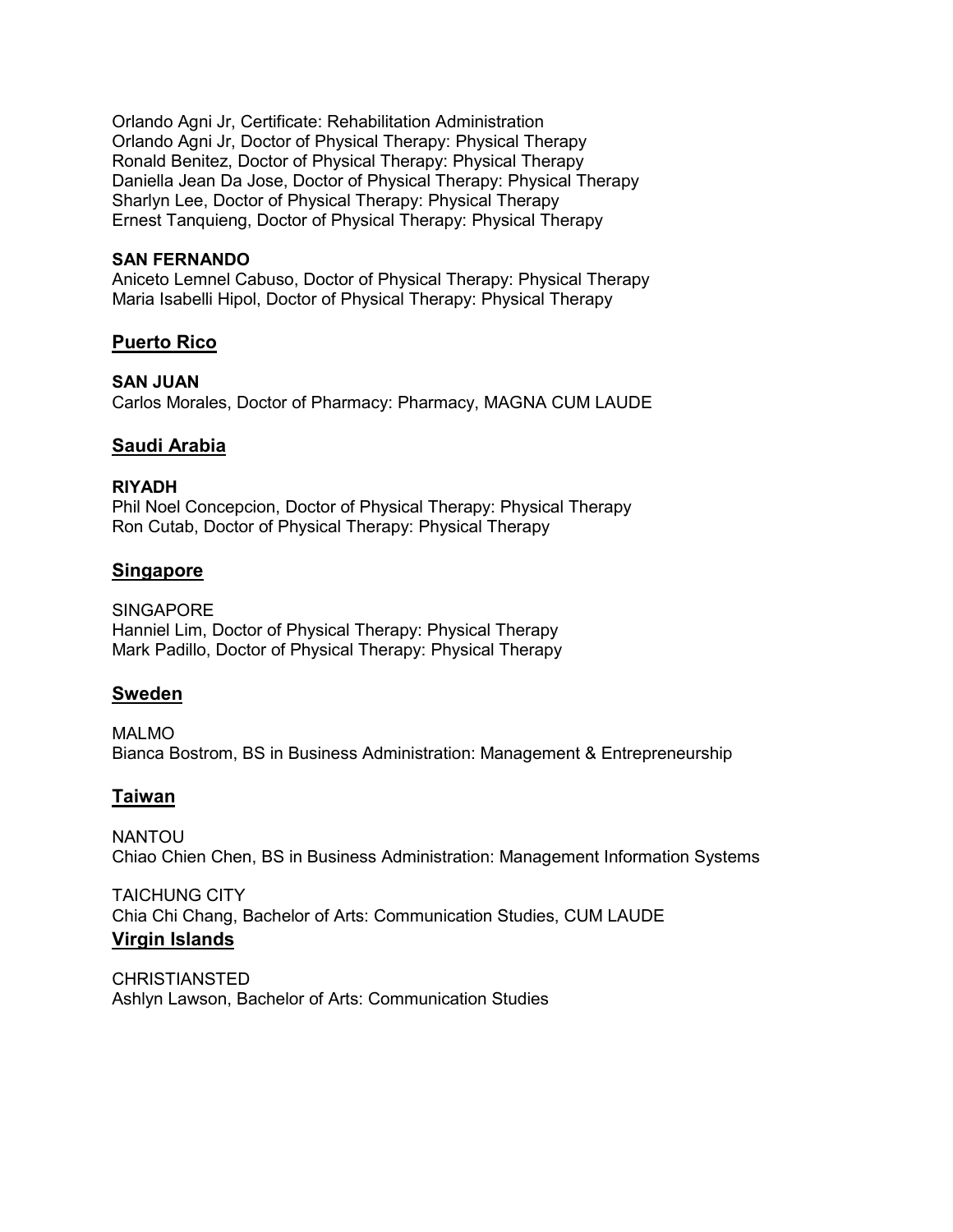Orlando Agni Jr, Certificate: Rehabilitation Administration
Orlando Agni Jr, Doctor of Physical Therapy: Physical Therapy
Ronald Benitez, Doctor of Physical Therapy: Physical Therapy
Daniella Jean Da Jose, Doctor of Physical Therapy: Physical Therapy
Sharlyn Lee, Doctor of Physical Therapy: Physical Therapy
Ernest Tanquieng, Doctor of Physical Therapy: Physical Therapy

**SAN FERNANDO**
Aniceto Lemnel Cabuso, Doctor of Physical Therapy: Physical Therapy
Maria Isabelli Hipol, Doctor of Physical Therapy: Physical Therapy

## Puerto Rico

**SAN JUAN**
Carlos Morales, Doctor of Pharmacy: Pharmacy, MAGNA CUM LAUDE

## Saudi Arabia

**RIYADH**
Phil Noel Concepcion, Doctor of Physical Therapy: Physical Therapy
Ron Cutab, Doctor of Physical Therapy: Physical Therapy

## Singapore

SINGAPORE
Hanniel Lim, Doctor of Physical Therapy: Physical Therapy
Mark Padillo, Doctor of Physical Therapy: Physical Therapy

## Sweden

MALMO
Bianca Bostrom, BS in Business Administration: Management & Entrepreneurship

## Taiwan

NANTOU
Chiao Chien Chen, BS in Business Administration: Management Information Systems

TAICHUNG CITY
Chia Chi Chang, Bachelor of Arts: Communication Studies, CUM LAUDE

## Virgin Islands

CHRISTIANSTED
Ashlyn Lawson, Bachelor of Arts: Communication Studies